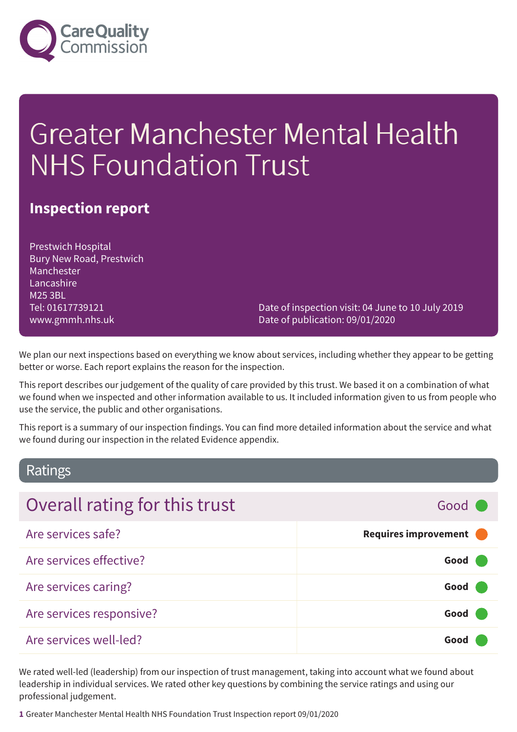Care Quality Commission

# Greater Manchester Mental Health NHS Foundation Trust

## Inspection report

Prestwich Hospital
Bury New Road, Prestwich
Manchester
Lancashire
M25 3BL
Tel: 01617739121
www.gmmh.nhs.uk

Date of inspection visit: 04 June to 10 July 2019
Date of publication: 09/01/2020

We plan our next inspections based on everything we know about services, including whether they appear to be getting better or worse. Each report explains the reason for the inspection.

This report describes our judgement of the quality of care provided by this trust. We based it on a combination of what we found when we inspected and other information available to us. It included information given to us from people who use the service, the public and other organisations.

This report is a summary of our inspection findings. You can find more detailed information about the service and what we found during our inspection in the related Evidence appendix.

## Ratings

| Overall rating for this trust | Good |
|---|---|
| Are services safe? | **Requires improvement** |
| Are services effective? | **Good** |
| Are services caring? | **Good** |
| Are services responsive? | **Good** |
| Are services well-led? | **Good** |

We rated well-led (leadership) from our inspection of trust management, taking into account what we found about leadership in individual services. We rated other key questions by combining the service ratings and using our professional judgement.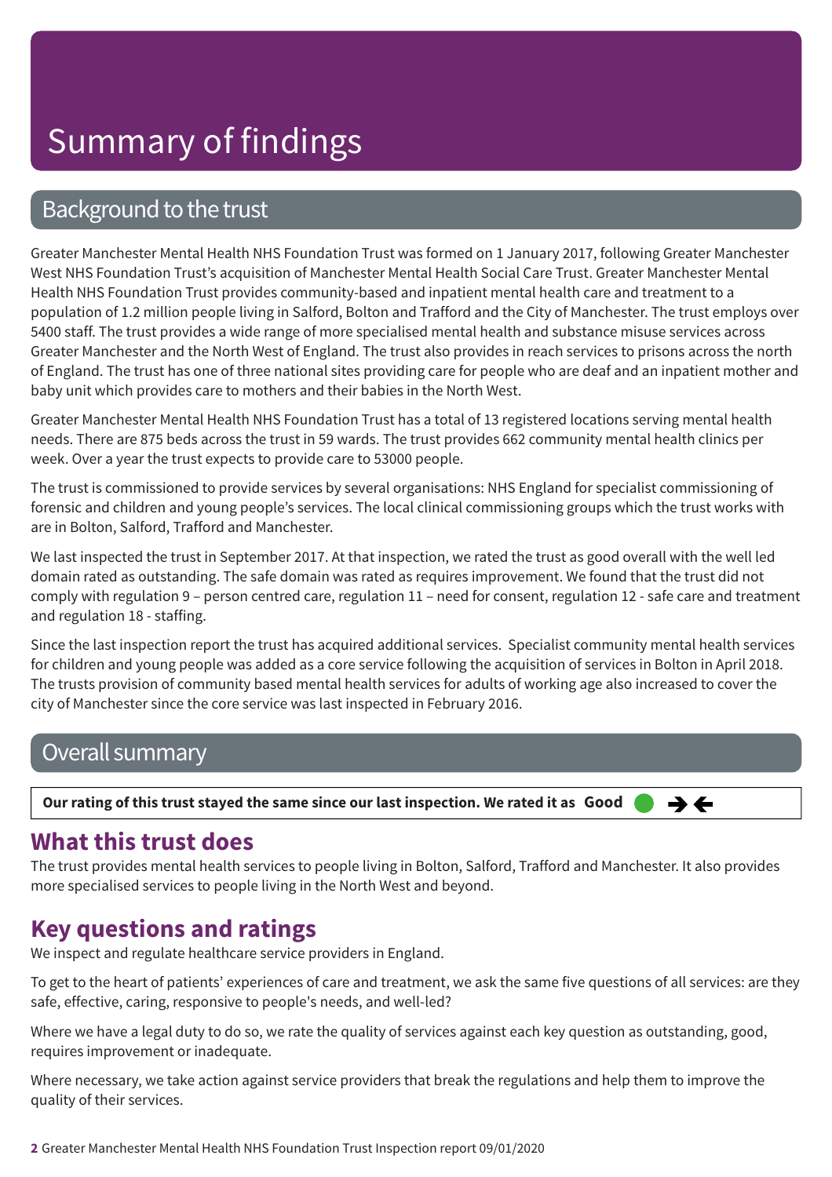# Summary of findings

## Background to the trust

Greater Manchester Mental Health NHS Foundation Trust was formed on 1 January 2017, following Greater Manchester West NHS Foundation Trust's acquisition of Manchester Mental Health Social Care Trust. Greater Manchester Mental Health NHS Foundation Trust provides community-based and inpatient mental health care and treatment to a population of 1.2 million people living in Salford, Bolton and Trafford and the City of Manchester. The trust employs over 5400 staff. The trust provides a wide range of more specialised mental health and substance misuse services across Greater Manchester and the North West of England. The trust also provides in reach services to prisons across the north of England. The trust has one of three national sites providing care for people who are deaf and an inpatient mother and baby unit which provides care to mothers and their babies in the North West.

Greater Manchester Mental Health NHS Foundation Trust has a total of 13 registered locations serving mental health needs. There are 875 beds across the trust in 59 wards. The trust provides 662 community mental health clinics per week. Over a year the trust expects to provide care to 53000 people.

The trust is commissioned to provide services by several organisations: NHS England for specialist commissioning of forensic and children and young people's services. The local clinical commissioning groups which the trust works with are in Bolton, Salford, Trafford and Manchester.

We last inspected the trust in September 2017. At that inspection, we rated the trust as good overall with the well led domain rated as outstanding. The safe domain was rated as requires improvement. We found that the trust did not comply with regulation 9 – person centred care, regulation 11 – need for consent, regulation 12 - safe care and treatment and regulation 18 - staffing.

Since the last inspection report the trust has acquired additional services. Specialist community mental health services for children and young people was added as a core service following the acquisition of services in Bolton in April 2018. The trusts provision of community based mental health services for adults of working age also increased to cover the city of Manchester since the core service was last inspected in February 2016.

## Overall summary

**Our rating of this trust stayed the same since our last inspection. We rated it as Good** ➔🡐

### What this trust does

The trust provides mental health services to people living in Bolton, Salford, Trafford and Manchester. It also provides more specialised services to people living in the North West and beyond.

### Key questions and ratings

We inspect and regulate healthcare service providers in England.

To get to the heart of patients' experiences of care and treatment, we ask the same five questions of all services: are they safe, effective, caring, responsive to people's needs, and well-led?

Where we have a legal duty to do so, we rate the quality of services against each key question as outstanding, good, requires improvement or inadequate.

Where necessary, we take action against service providers that break the regulations and help them to improve the quality of their services.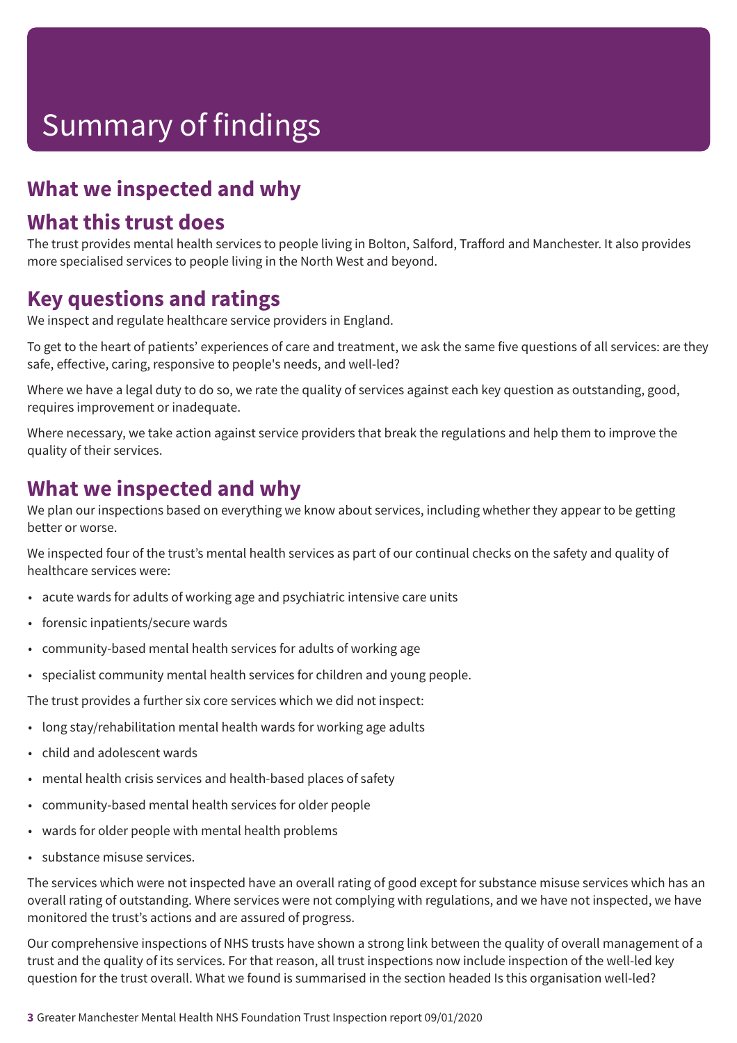# Summary of findings

## What we inspected and why

## What this trust does

The trust provides mental health services to people living in Bolton, Salford, Trafford and Manchester. It also provides more specialised services to people living in the North West and beyond.

## Key questions and ratings

We inspect and regulate healthcare service providers in England.

To get to the heart of patients' experiences of care and treatment, we ask the same five questions of all services: are they safe, effective, caring, responsive to people's needs, and well-led?

Where we have a legal duty to do so, we rate the quality of services against each key question as outstanding, good, requires improvement or inadequate.

Where necessary, we take action against service providers that break the regulations and help them to improve the quality of their services.

## What we inspected and why

We plan our inspections based on everything we know about services, including whether they appear to be getting better or worse.

We inspected four of the trust's mental health services as part of our continual checks on the safety and quality of healthcare services were:

- acute wards for adults of working age and psychiatric intensive care units
- forensic inpatients/secure wards
- community-based mental health services for adults of working age
- specialist community mental health services for children and young people.

The trust provides a further six core services which we did not inspect:

- long stay/rehabilitation mental health wards for working age adults
- child and adolescent wards
- mental health crisis services and health-based places of safety
- community-based mental health services for older people
- wards for older people with mental health problems
- substance misuse services.

The services which were not inspected have an overall rating of good except for substance misuse services which has an overall rating of outstanding. Where services were not complying with regulations, and we have not inspected, we have monitored the trust's actions and are assured of progress.

Our comprehensive inspections of NHS trusts have shown a strong link between the quality of overall management of a trust and the quality of its services. For that reason, all trust inspections now include inspection of the well-led key question for the trust overall. What we found is summarised in the section headed Is this organisation well-led?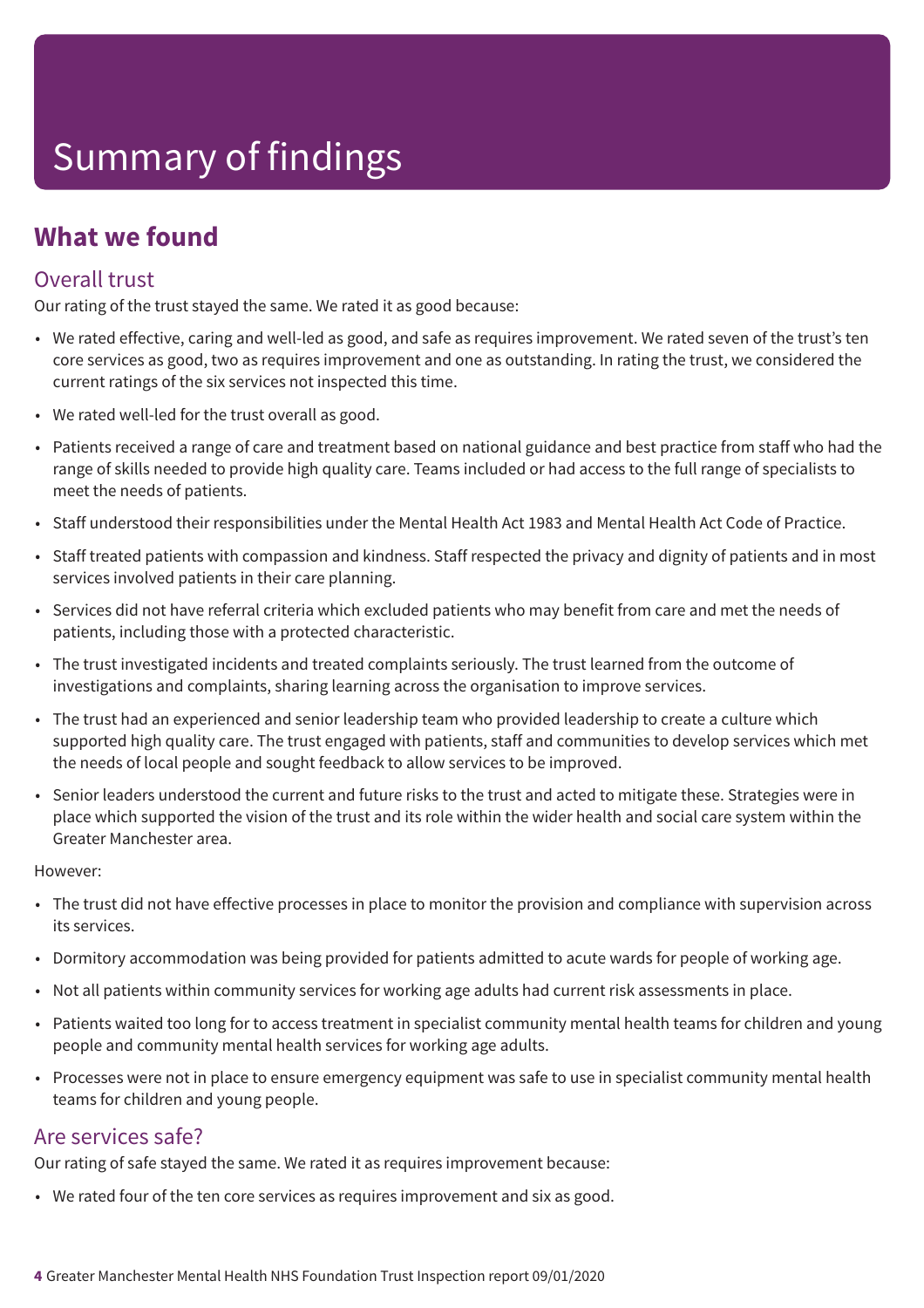# Summary of findings

## What we found

### Overall trust

Our rating of the trust stayed the same. We rated it as good because:

- We rated effective, caring and well-led as good, and safe as requires improvement. We rated seven of the trust's ten core services as good, two as requires improvement and one as outstanding. In rating the trust, we considered the current ratings of the six services not inspected this time.
- We rated well-led for the trust overall as good.
- Patients received a range of care and treatment based on national guidance and best practice from staff who had the range of skills needed to provide high quality care. Teams included or had access to the full range of specialists to meet the needs of patients.
- Staff understood their responsibilities under the Mental Health Act 1983 and Mental Health Act Code of Practice.
- Staff treated patients with compassion and kindness. Staff respected the privacy and dignity of patients and in most services involved patients in their care planning.
- Services did not have referral criteria which excluded patients who may benefit from care and met the needs of patients, including those with a protected characteristic.
- The trust investigated incidents and treated complaints seriously. The trust learned from the outcome of investigations and complaints, sharing learning across the organisation to improve services.
- The trust had an experienced and senior leadership team who provided leadership to create a culture which supported high quality care. The trust engaged with patients, staff and communities to develop services which met the needs of local people and sought feedback to allow services to be improved.
- Senior leaders understood the current and future risks to the trust and acted to mitigate these. Strategies were in place which supported the vision of the trust and its role within the wider health and social care system within the Greater Manchester area.

However:

- The trust did not have effective processes in place to monitor the provision and compliance with supervision across its services.
- Dormitory accommodation was being provided for patients admitted to acute wards for people of working age.
- Not all patients within community services for working age adults had current risk assessments in place.
- Patients waited too long for to access treatment in specialist community mental health teams for children and young people and community mental health services for working age adults.
- Processes were not in place to ensure emergency equipment was safe to use in specialist community mental health teams for children and young people.

### Are services safe?

Our rating of safe stayed the same. We rated it as requires improvement because:

- We rated four of the ten core services as requires improvement and six as good.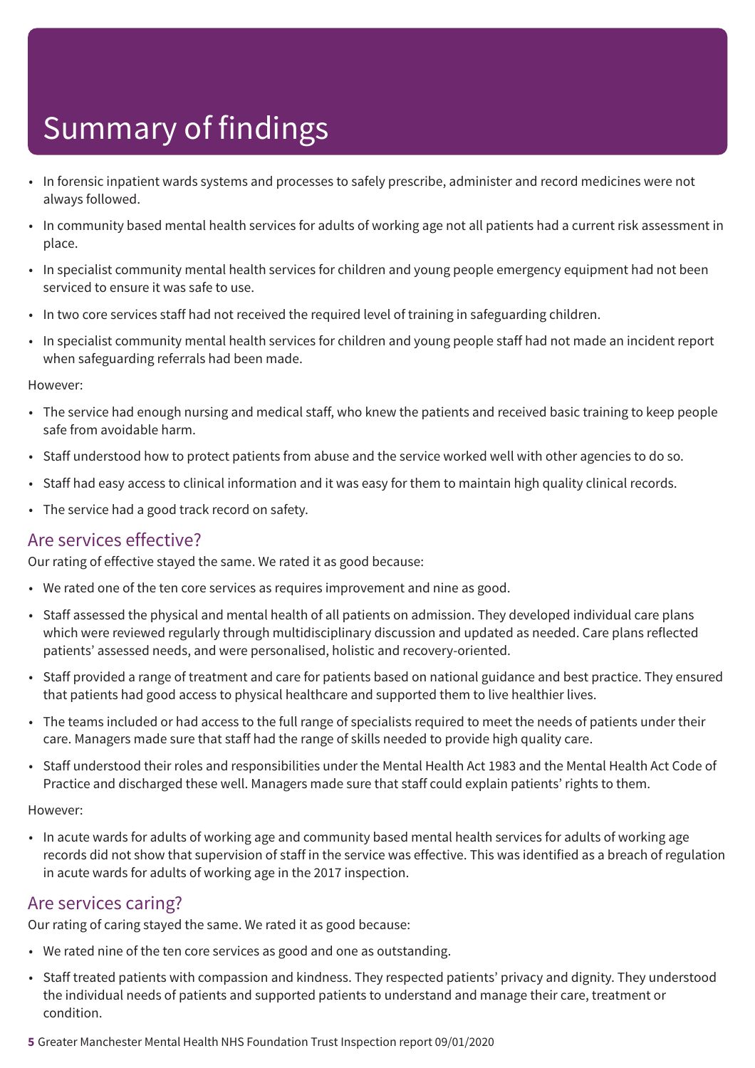# Summary of findings

- In forensic inpatient wards systems and processes to safely prescribe, administer and record medicines were not always followed.
- In community based mental health services for adults of working age not all patients had a current risk assessment in place.
- In specialist community mental health services for children and young people emergency equipment had not been serviced to ensure it was safe to use.
- In two core services staff had not received the required level of training in safeguarding children.
- In specialist community mental health services for children and young people staff had not made an incident report when safeguarding referrals had been made.

However:

- The service had enough nursing and medical staff, who knew the patients and received basic training to keep people safe from avoidable harm.
- Staff understood how to protect patients from abuse and the service worked well with other agencies to do so.
- Staff had easy access to clinical information and it was easy for them to maintain high quality clinical records.
- The service had a good track record on safety.

## Are services effective?

Our rating of effective stayed the same. We rated it as good because:

- We rated one of the ten core services as requires improvement and nine as good.
- Staff assessed the physical and mental health of all patients on admission. They developed individual care plans which were reviewed regularly through multidisciplinary discussion and updated as needed. Care plans reflected patients' assessed needs, and were personalised, holistic and recovery-oriented.
- Staff provided a range of treatment and care for patients based on national guidance and best practice. They ensured that patients had good access to physical healthcare and supported them to live healthier lives.
- The teams included or had access to the full range of specialists required to meet the needs of patients under their care. Managers made sure that staff had the range of skills needed to provide high quality care.
- Staff understood their roles and responsibilities under the Mental Health Act 1983 and the Mental Health Act Code of Practice and discharged these well. Managers made sure that staff could explain patients' rights to them.

However:

- In acute wards for adults of working age and community based mental health services for adults of working age records did not show that supervision of staff in the service was effective. This was identified as a breach of regulation in acute wards for adults of working age in the 2017 inspection.

## Are services caring?

Our rating of caring stayed the same. We rated it as good because:

- We rated nine of the ten core services as good and one as outstanding.
- Staff treated patients with compassion and kindness. They respected patients' privacy and dignity. They understood the individual needs of patients and supported patients to understand and manage their care, treatment or condition.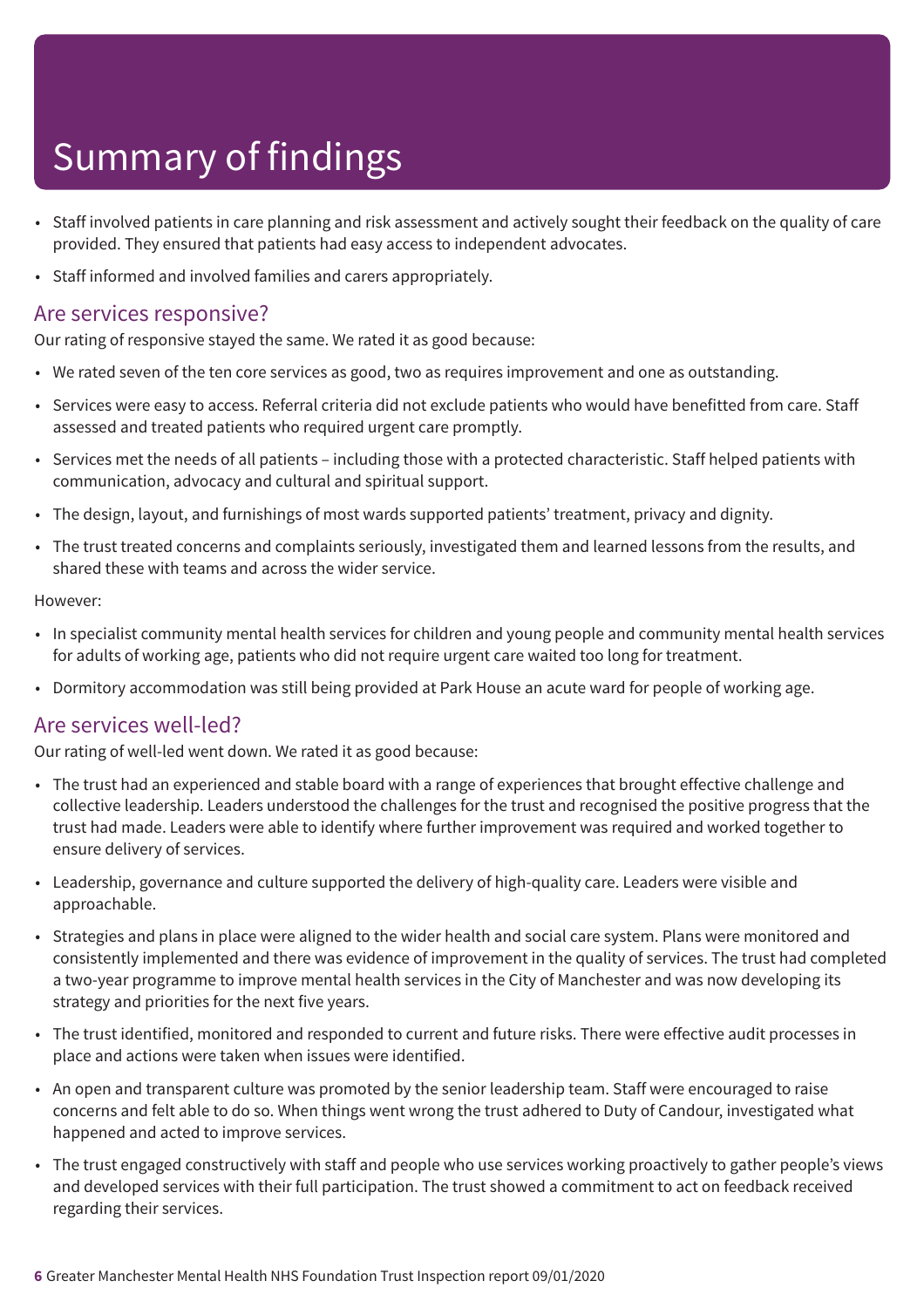# Summary of findings

- Staff involved patients in care planning and risk assessment and actively sought their feedback on the quality of care provided. They ensured that patients had easy access to independent advocates.
- Staff informed and involved families and carers appropriately.

## Are services responsive?

Our rating of responsive stayed the same. We rated it as good because:

- We rated seven of the ten core services as good, two as requires improvement and one as outstanding.
- Services were easy to access. Referral criteria did not exclude patients who would have benefitted from care. Staff assessed and treated patients who required urgent care promptly.
- Services met the needs of all patients – including those with a protected characteristic. Staff helped patients with communication, advocacy and cultural and spiritual support.
- The design, layout, and furnishings of most wards supported patients' treatment, privacy and dignity.
- The trust treated concerns and complaints seriously, investigated them and learned lessons from the results, and shared these with teams and across the wider service.

However:

- In specialist community mental health services for children and young people and community mental health services for adults of working age, patients who did not require urgent care waited too long for treatment.
- Dormitory accommodation was still being provided at Park House an acute ward for people of working age.

## Are services well-led?

Our rating of well-led went down. We rated it as good because:

- The trust had an experienced and stable board with a range of experiences that brought effective challenge and collective leadership. Leaders understood the challenges for the trust and recognised the positive progress that the trust had made. Leaders were able to identify where further improvement was required and worked together to ensure delivery of services.
- Leadership, governance and culture supported the delivery of high-quality care. Leaders were visible and approachable.
- Strategies and plans in place were aligned to the wider health and social care system. Plans were monitored and consistently implemented and there was evidence of improvement in the quality of services. The trust had completed a two-year programme to improve mental health services in the City of Manchester and was now developing its strategy and priorities for the next five years.
- The trust identified, monitored and responded to current and future risks. There were effective audit processes in place and actions were taken when issues were identified.
- An open and transparent culture was promoted by the senior leadership team. Staff were encouraged to raise concerns and felt able to do so. When things went wrong the trust adhered to Duty of Candour, investigated what happened and acted to improve services.
- The trust engaged constructively with staff and people who use services working proactively to gather people's views and developed services with their full participation. The trust showed a commitment to act on feedback received regarding their services.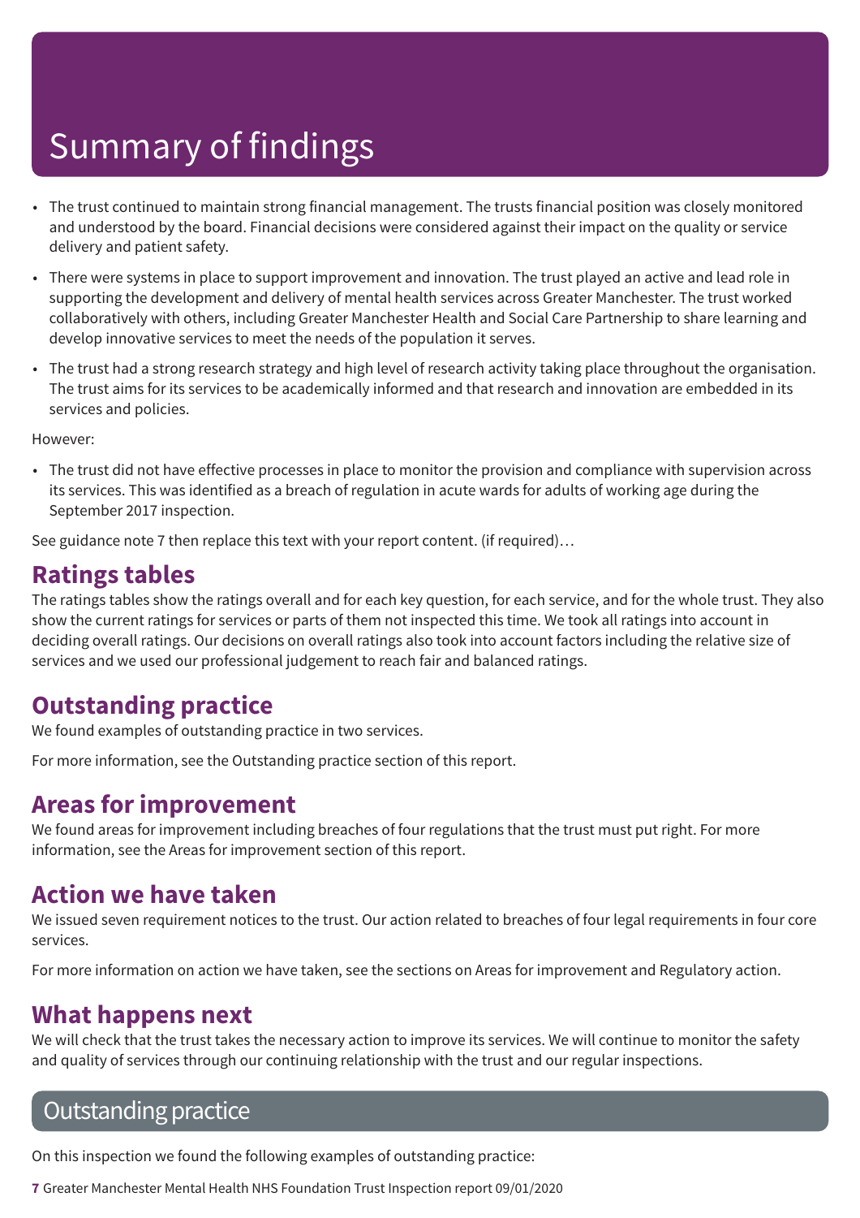# Summary of findings

- The trust continued to maintain strong financial management. The trusts financial position was closely monitored and understood by the board. Financial decisions were considered against their impact on the quality or service delivery and patient safety.
- There were systems in place to support improvement and innovation. The trust played an active and lead role in supporting the development and delivery of mental health services across Greater Manchester. The trust worked collaboratively with others, including Greater Manchester Health and Social Care Partnership to share learning and develop innovative services to meet the needs of the population it serves.
- The trust had a strong research strategy and high level of research activity taking place throughout the organisation. The trust aims for its services to be academically informed and that research and innovation are embedded in its services and policies.

However:

- The trust did not have effective processes in place to monitor the provision and compliance with supervision across its services. This was identified as a breach of regulation in acute wards for adults of working age during the September 2017 inspection.

See guidance note 7 then replace this text with your report content. (if required)…

## Ratings tables

The ratings tables show the ratings overall and for each key question, for each service, and for the whole trust. They also show the current ratings for services or parts of them not inspected this time. We took all ratings into account in deciding overall ratings. Our decisions on overall ratings also took into account factors including the relative size of services and we used our professional judgement to reach fair and balanced ratings.

## Outstanding practice

We found examples of outstanding practice in two services.

For more information, see the Outstanding practice section of this report.

## Areas for improvement

We found areas for improvement including breaches of four regulations that the trust must put right. For more information, see the Areas for improvement section of this report.

## Action we have taken

We issued seven requirement notices to the trust. Our action related to breaches of four legal requirements in four core services.

For more information on action we have taken, see the sections on Areas for improvement and Regulatory action.

## What happens next

We will check that the trust takes the necessary action to improve its services. We will continue to monitor the safety and quality of services through our continuing relationship with the trust and our regular inspections.

# Outstanding practice

On this inspection we found the following examples of outstanding practice: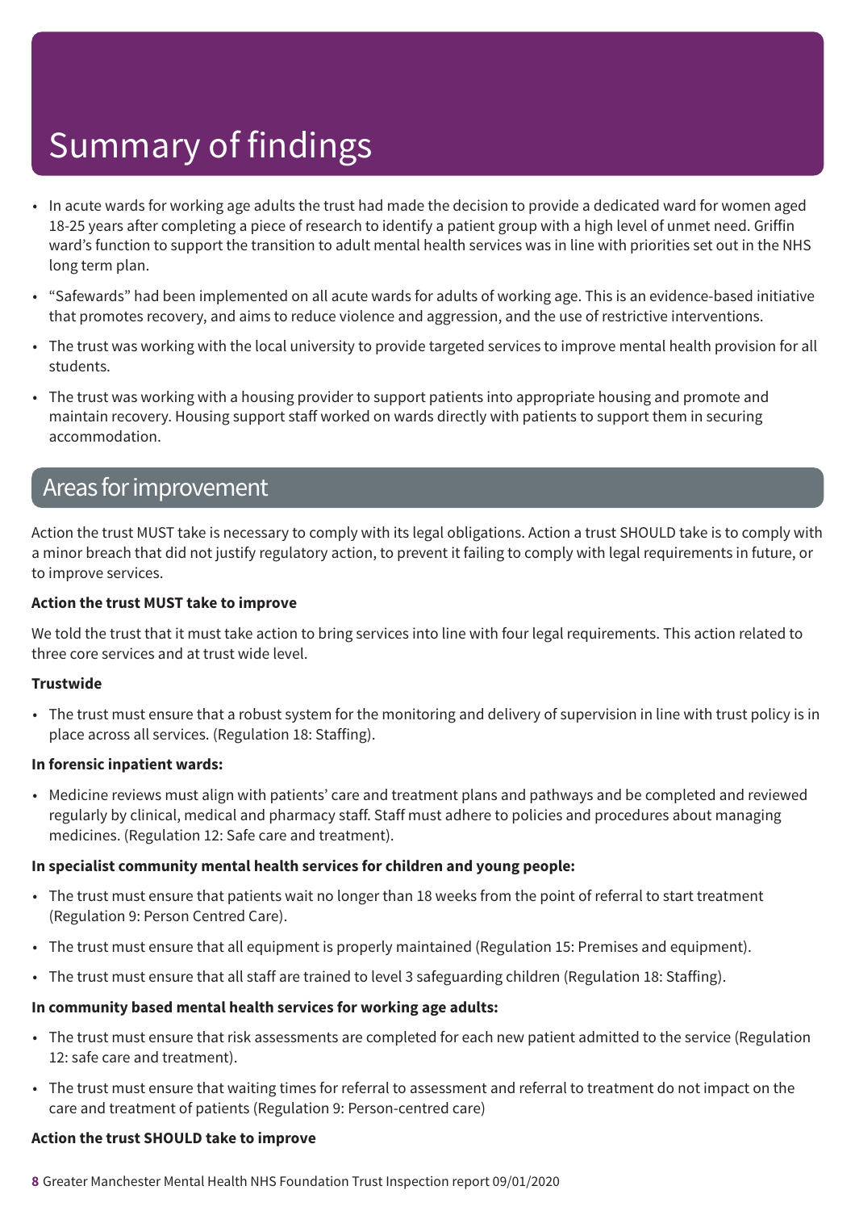# Summary of findings

- In acute wards for working age adults the trust had made the decision to provide a dedicated ward for women aged 18-25 years after completing a piece of research to identify a patient group with a high level of unmet need. Griffin ward's function to support the transition to adult mental health services was in line with priorities set out in the NHS long term plan.
- "Safewards" had been implemented on all acute wards for adults of working age. This is an evidence-based initiative that promotes recovery, and aims to reduce violence and aggression, and the use of restrictive interventions.
- The trust was working with the local university to provide targeted services to improve mental health provision for all students.
- The trust was working with a housing provider to support patients into appropriate housing and promote and maintain recovery. Housing support staff worked on wards directly with patients to support them in securing accommodation.

## Areas for improvement

Action the trust MUST take is necessary to comply with its legal obligations. Action a trust SHOULD take is to comply with a minor breach that did not justify regulatory action, to prevent it failing to comply with legal requirements in future, or to improve services.

**Action the trust MUST take to improve**

We told the trust that it must take action to bring services into line with four legal requirements. This action related to three core services and at trust wide level.

**Trustwide**

- The trust must ensure that a robust system for the monitoring and delivery of supervision in line with trust policy is in place across all services. (Regulation 18: Staffing).

**In forensic inpatient wards:**

- Medicine reviews must align with patients' care and treatment plans and pathways and be completed and reviewed regularly by clinical, medical and pharmacy staff. Staff must adhere to policies and procedures about managing medicines. (Regulation 12: Safe care and treatment).

**In specialist community mental health services for children and young people:**

- The trust must ensure that patients wait no longer than 18 weeks from the point of referral to start treatment (Regulation 9: Person Centred Care).
- The trust must ensure that all equipment is properly maintained (Regulation 15: Premises and equipment).
- The trust must ensure that all staff are trained to level 3 safeguarding children (Regulation 18: Staffing).

**In community based mental health services for working age adults:**

- The trust must ensure that risk assessments are completed for each new patient admitted to the service (Regulation 12: safe care and treatment).
- The trust must ensure that waiting times for referral to assessment and referral to treatment do not impact on the care and treatment of patients (Regulation 9: Person-centred care)

**Action the trust SHOULD take to improve**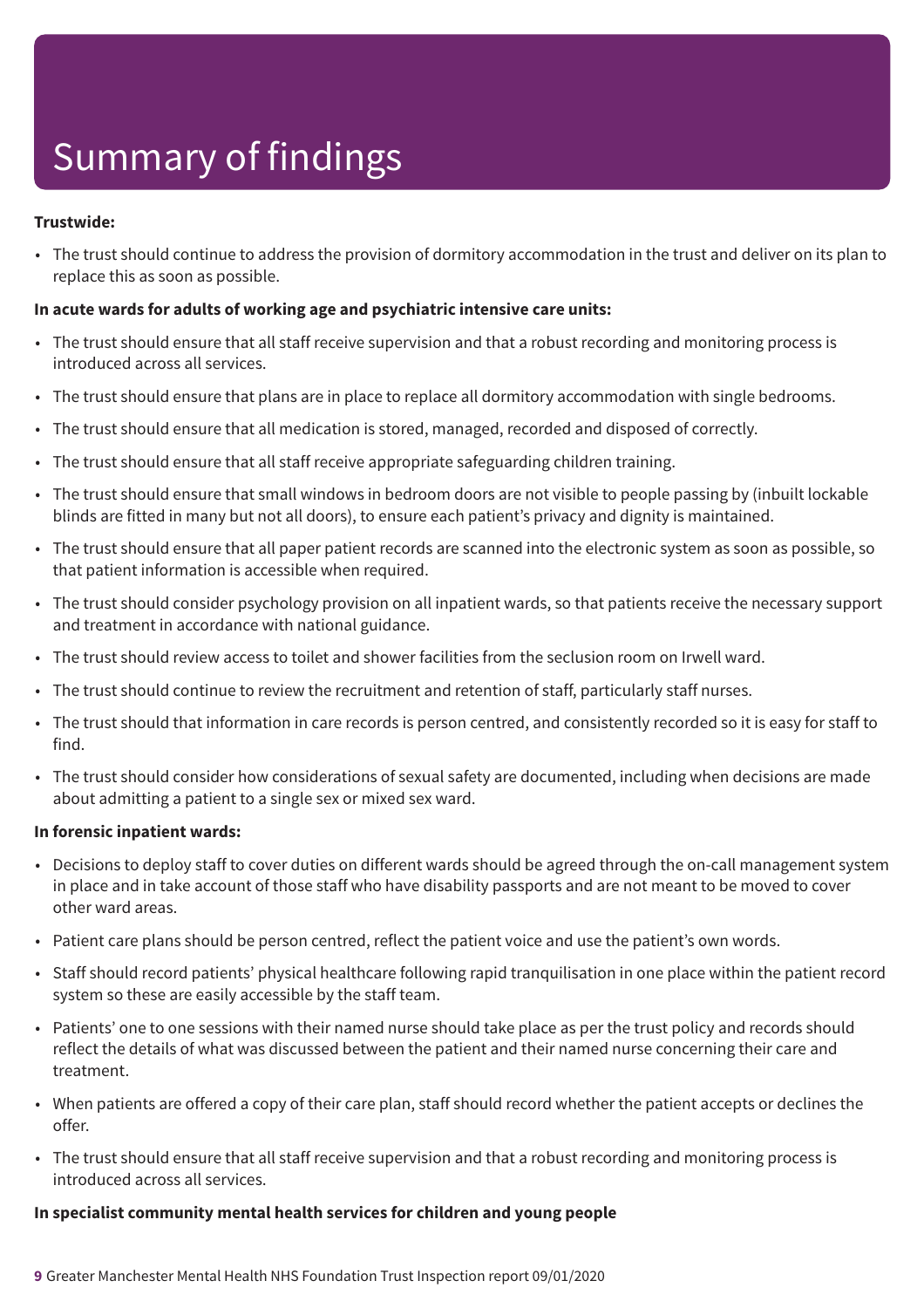# Summary of findings

**Trustwide:**

- The trust should continue to address the provision of dormitory accommodation in the trust and deliver on its plan to replace this as soon as possible.

**In acute wards for adults of working age and psychiatric intensive care units:**

- The trust should ensure that all staff receive supervision and that a robust recording and monitoring process is introduced across all services.
- The trust should ensure that plans are in place to replace all dormitory accommodation with single bedrooms.
- The trust should ensure that all medication is stored, managed, recorded and disposed of correctly.
- The trust should ensure that all staff receive appropriate safeguarding children training.
- The trust should ensure that small windows in bedroom doors are not visible to people passing by (inbuilt lockable blinds are fitted in many but not all doors), to ensure each patient's privacy and dignity is maintained.
- The trust should ensure that all paper patient records are scanned into the electronic system as soon as possible, so that patient information is accessible when required.
- The trust should consider psychology provision on all inpatient wards, so that patients receive the necessary support and treatment in accordance with national guidance.
- The trust should review access to toilet and shower facilities from the seclusion room on Irwell ward.
- The trust should continue to review the recruitment and retention of staff, particularly staff nurses.
- The trust should that information in care records is person centred, and consistently recorded so it is easy for staff to find.
- The trust should consider how considerations of sexual safety are documented, including when decisions are made about admitting a patient to a single sex or mixed sex ward.

**In forensic inpatient wards:**

- Decisions to deploy staff to cover duties on different wards should be agreed through the on-call management system in place and in take account of those staff who have disability passports and are not meant to be moved to cover other ward areas.
- Patient care plans should be person centred, reflect the patient voice and use the patient's own words.
- Staff should record patients' physical healthcare following rapid tranquilisation in one place within the patient record system so these are easily accessible by the staff team.
- Patients' one to one sessions with their named nurse should take place as per the trust policy and records should reflect the details of what was discussed between the patient and their named nurse concerning their care and treatment.
- When patients are offered a copy of their care plan, staff should record whether the patient accepts or declines the offer.
- The trust should ensure that all staff receive supervision and that a robust recording and monitoring process is introduced across all services.

**In specialist community mental health services for children and young people**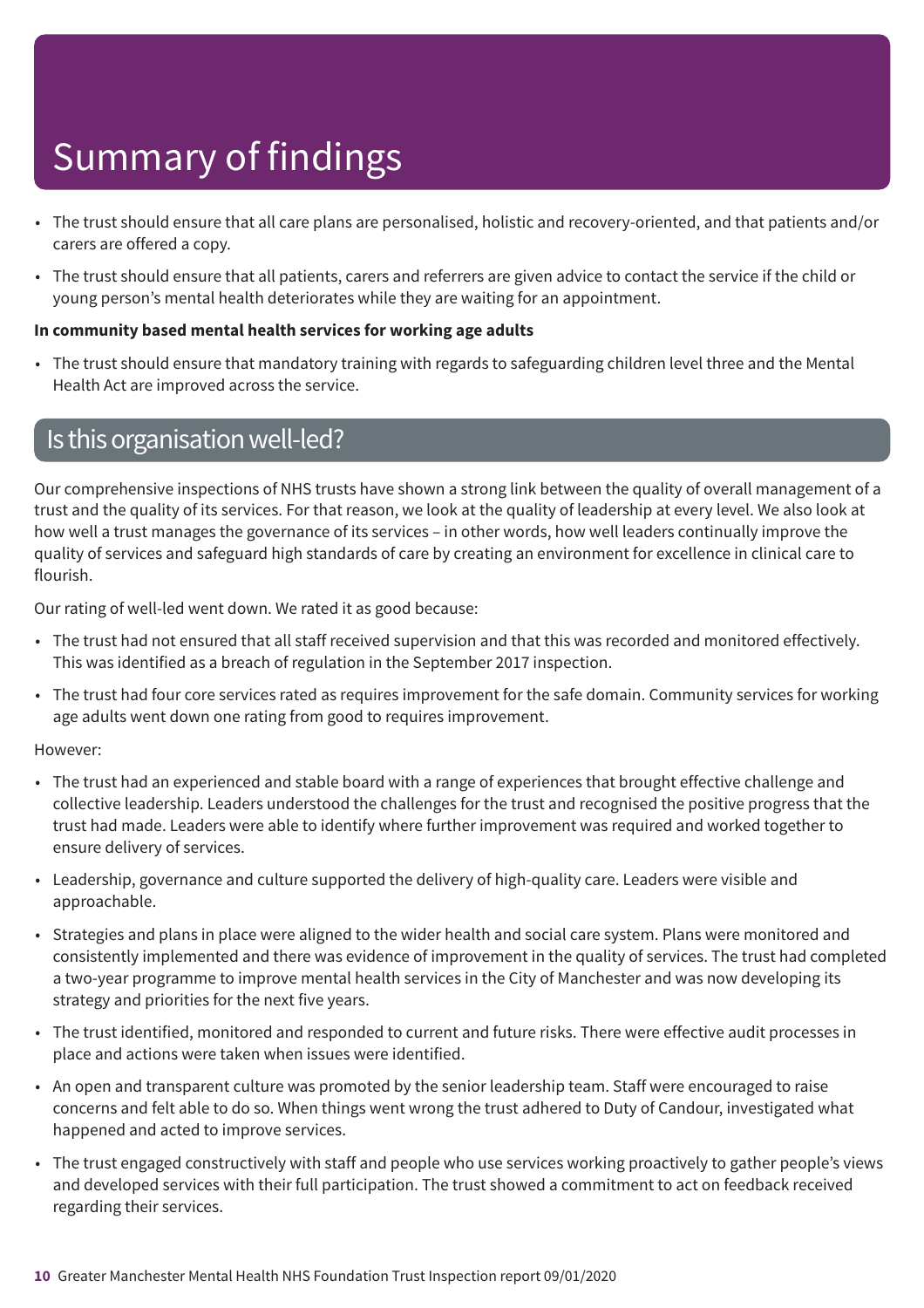# Summary of findings

- The trust should ensure that all care plans are personalised, holistic and recovery-oriented, and that patients and/or carers are offered a copy.
- The trust should ensure that all patients, carers and referrers are given advice to contact the service if the child or young person's mental health deteriorates while they are waiting for an appointment.

**In community based mental health services for working age adults**

- The trust should ensure that mandatory training with regards to safeguarding children level three and the Mental Health Act are improved across the service.

## Is this organisation well-led?

Our comprehensive inspections of NHS trusts have shown a strong link between the quality of overall management of a trust and the quality of its services. For that reason, we look at the quality of leadership at every level. We also look at how well a trust manages the governance of its services – in other words, how well leaders continually improve the quality of services and safeguard high standards of care by creating an environment for excellence in clinical care to flourish.

Our rating of well-led went down. We rated it as good because:

- The trust had not ensured that all staff received supervision and that this was recorded and monitored effectively. This was identified as a breach of regulation in the September 2017 inspection.
- The trust had four core services rated as requires improvement for the safe domain. Community services for working age adults went down one rating from good to requires improvement.

However:

- The trust had an experienced and stable board with a range of experiences that brought effective challenge and collective leadership. Leaders understood the challenges for the trust and recognised the positive progress that the trust had made. Leaders were able to identify where further improvement was required and worked together to ensure delivery of services.
- Leadership, governance and culture supported the delivery of high-quality care. Leaders were visible and approachable.
- Strategies and plans in place were aligned to the wider health and social care system. Plans were monitored and consistently implemented and there was evidence of improvement in the quality of services. The trust had completed a two-year programme to improve mental health services in the City of Manchester and was now developing its strategy and priorities for the next five years.
- The trust identified, monitored and responded to current and future risks. There were effective audit processes in place and actions were taken when issues were identified.
- An open and transparent culture was promoted by the senior leadership team. Staff were encouraged to raise concerns and felt able to do so. When things went wrong the trust adhered to Duty of Candour, investigated what happened and acted to improve services.
- The trust engaged constructively with staff and people who use services working proactively to gather people's views and developed services with their full participation. The trust showed a commitment to act on feedback received regarding their services.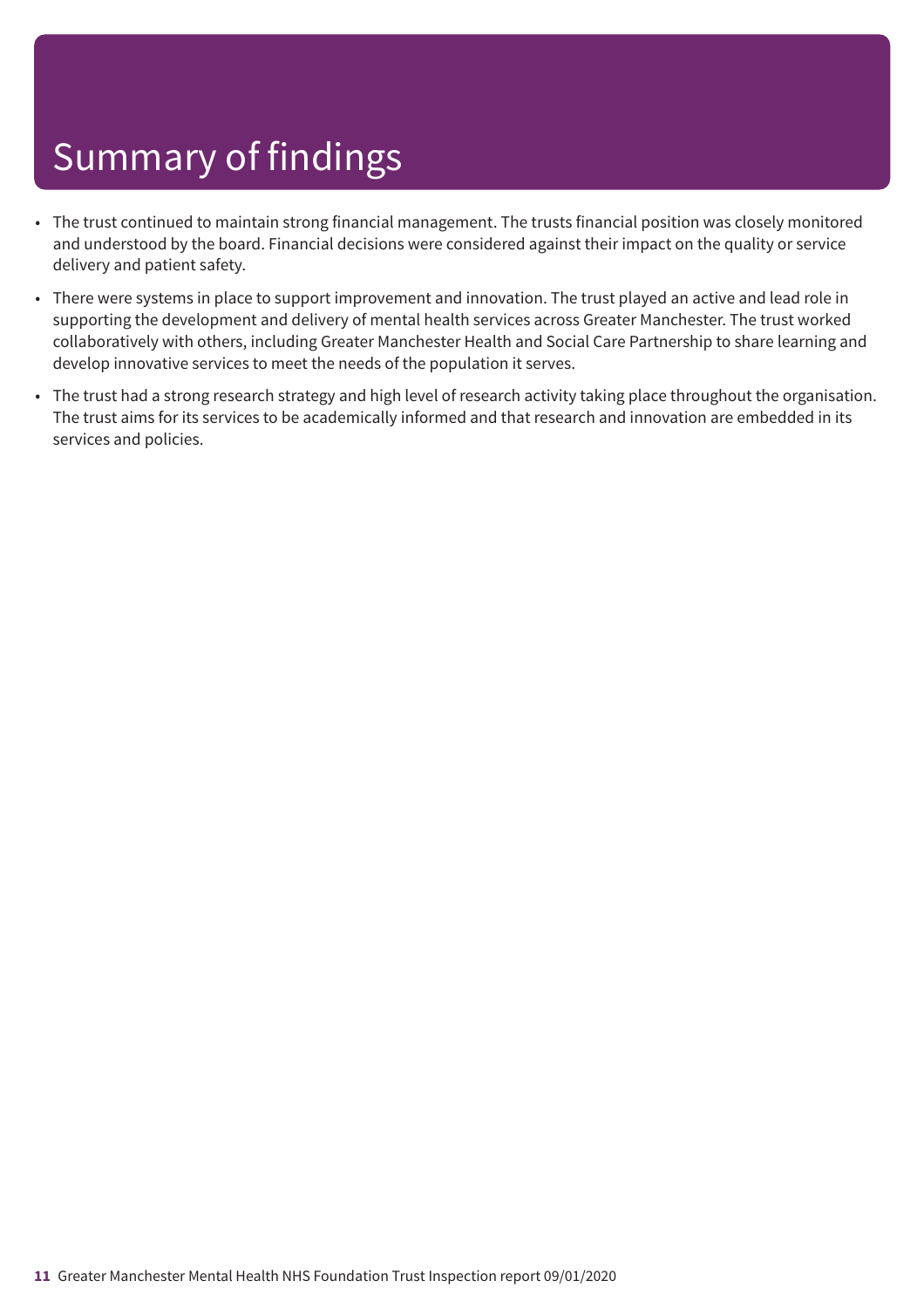# Summary of findings

- The trust continued to maintain strong financial management. The trusts financial position was closely monitored and understood by the board. Financial decisions were considered against their impact on the quality or service delivery and patient safety.
- There were systems in place to support improvement and innovation. The trust played an active and lead role in supporting the development and delivery of mental health services across Greater Manchester. The trust worked collaboratively with others, including Greater Manchester Health and Social Care Partnership to share learning and develop innovative services to meet the needs of the population it serves.
- The trust had a strong research strategy and high level of research activity taking place throughout the organisation. The trust aims for its services to be academically informed and that research and innovation are embedded in its services and policies.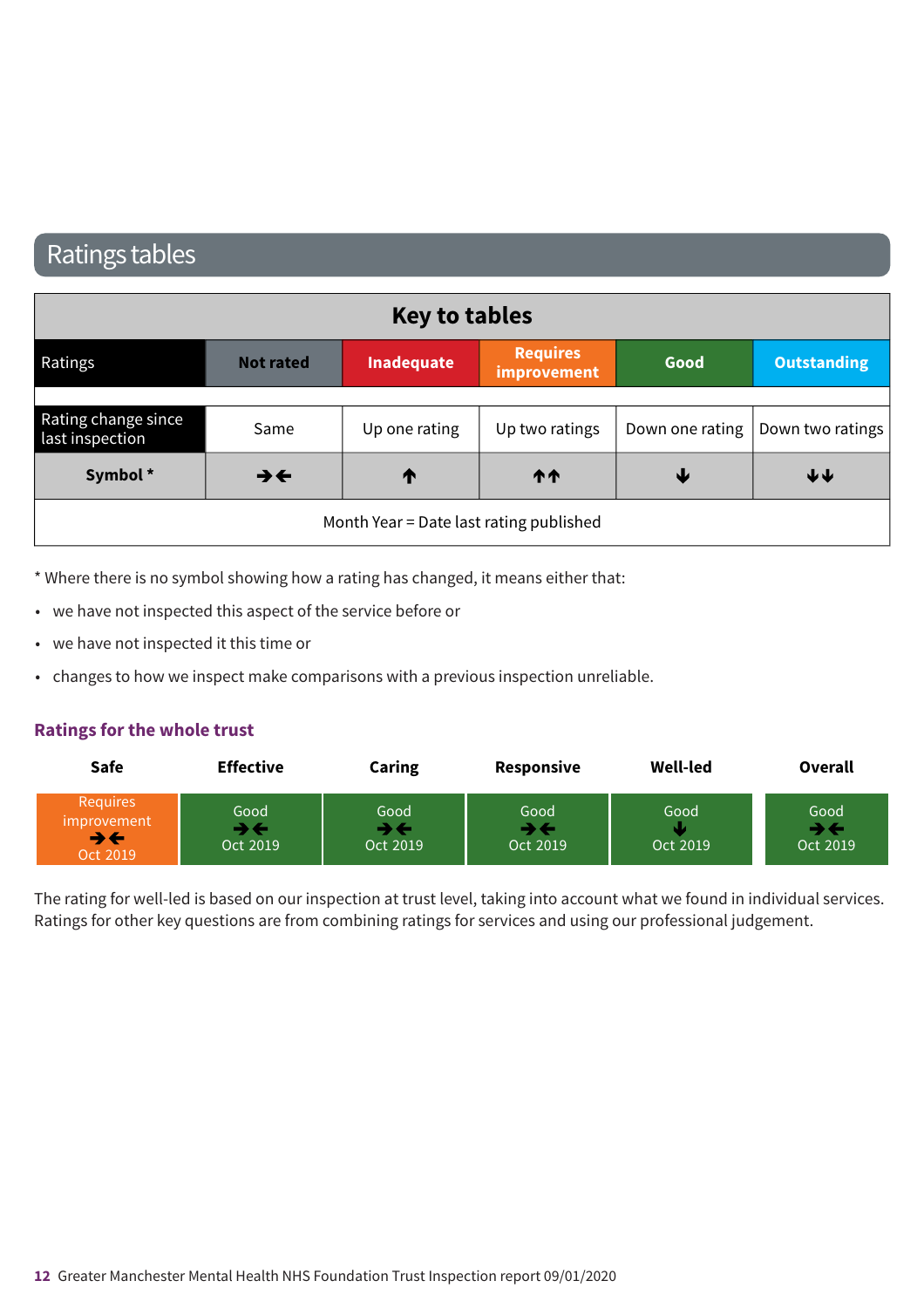## Ratings tables

| Key to tables | | | | | |
|---|---|---|---|---|---|
| Ratings | Not rated | Inadequate | Requires improvement | Good | Outstanding |
| Rating change since last inspection | Same | Up one rating | Up two ratings | Down one rating | Down two ratings |
| **Symbol *** | →← | ↑ | ↑↑ | ↓ | ↓↓ |
| Month Year = Date last rating published | | | | | |

* Where there is no symbol showing how a rating has changed, it means either that:

- we have not inspected this aspect of the service before or
- we have not inspected it this time or
- changes to how we inspect make comparisons with a previous inspection unreliable.

### Ratings for the whole trust

| Safe | Effective | Caring | Responsive | Well-led | Overall |
|---|---|---|---|---|---|
| Requires improvement →← Oct 2019 | Good →← Oct 2019 | Good →← Oct 2019 | Good →← Oct 2019 | Good ↓ Oct 2019 | Good →← Oct 2019 |

The rating for well-led is based on our inspection at trust level, taking into account what we found in individual services. Ratings for other key questions are from combining ratings for services and using our professional judgement.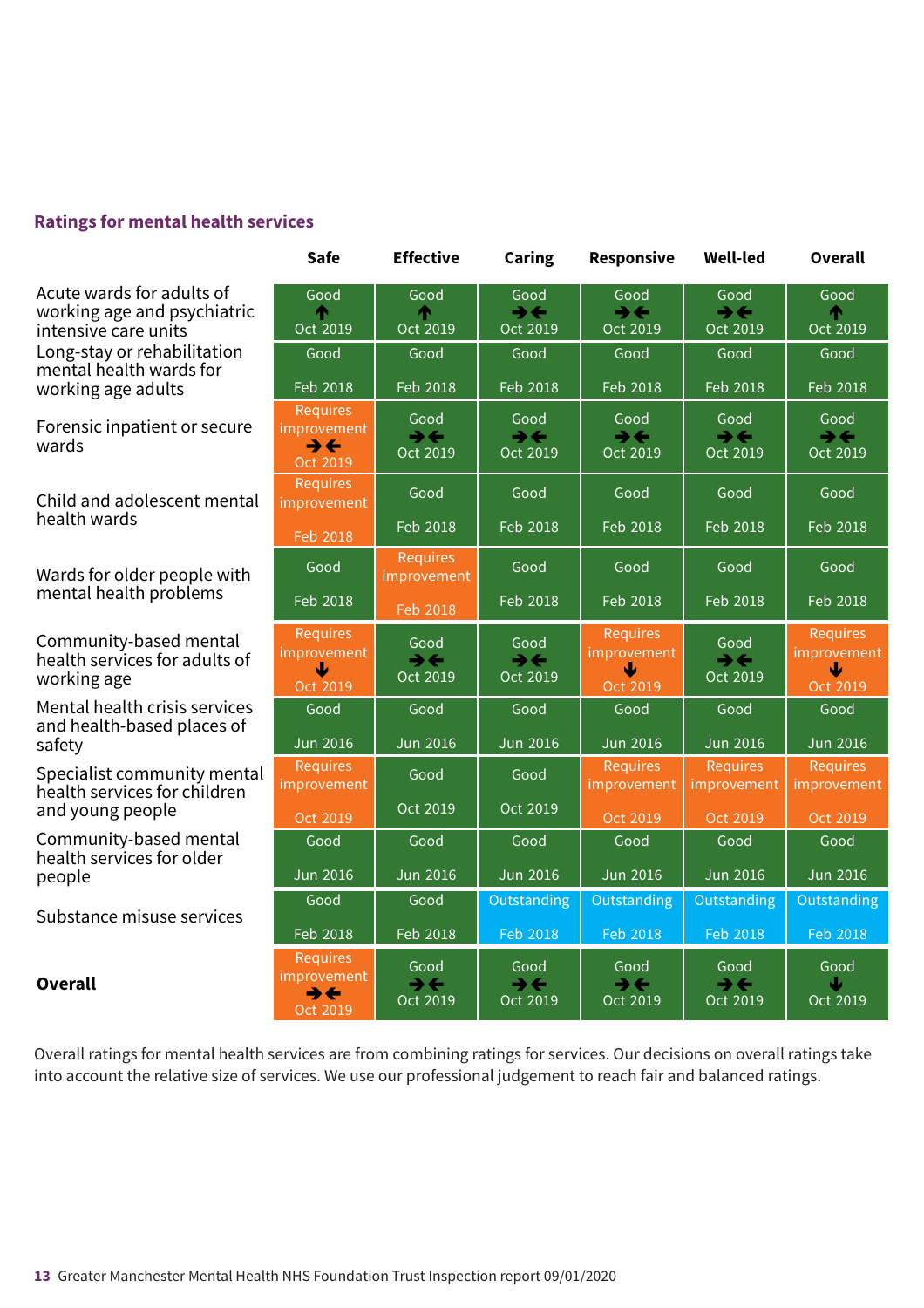## Ratings for mental health services

| | Safe | Effective | Caring | Responsive | Well-led | Overall |
|---|---|---|---|---|---|---|
| Acute wards for adults of working age and psychiatric intensive care units | Good ↑ Oct 2019 | Good ↑ Oct 2019 | Good →← Oct 2019 | Good →← Oct 2019 | Good →← Oct 2019 | Good ↑ Oct 2019 |
| Long-stay or rehabilitation mental health wards for working age adults | Good Feb 2018 | Good Feb 2018 | Good Feb 2018 | Good Feb 2018 | Good Feb 2018 | Good Feb 2018 |
| Forensic inpatient or secure wards | Requires improvement →← Oct 2019 | Good →← Oct 2019 | Good →← Oct 2019 | Good →← Oct 2019 | Good →← Oct 2019 | Good →← Oct 2019 |
| Child and adolescent mental health wards | Requires improvement Feb 2018 | Good Feb 2018 | Good Feb 2018 | Good Feb 2018 | Good Feb 2018 | Good Feb 2018 |
| Wards for older people with mental health problems | Good Feb 2018 | Requires improvement Feb 2018 | Good Feb 2018 | Good Feb 2018 | Good Feb 2018 | Good Feb 2018 |
| Community-based mental health services for adults of working age | Requires improvement ↓ Oct 2019 | Good →← Oct 2019 | Good →← Oct 2019 | Requires improvement ↓ Oct 2019 | Good →← Oct 2019 | Requires improvement ↓ Oct 2019 |
| Mental health crisis services and health-based places of safety | Good Jun 2016 | Good Jun 2016 | Good Jun 2016 | Good Jun 2016 | Good Jun 2016 | Good Jun 2016 |
| Specialist community mental health services for children and young people | Requires improvement Oct 2019 | Good Oct 2019 | Good Oct 2019 | Requires improvement Oct 2019 | Requires improvement Oct 2019 | Requires improvement Oct 2019 |
| Community-based mental health services for older people | Good Jun 2016 | Good Jun 2016 | Good Jun 2016 | Good Jun 2016 | Good Jun 2016 | Good Jun 2016 |
| Substance misuse services | Good Feb 2018 | Good Feb 2018 | Outstanding Feb 2018 | Outstanding Feb 2018 | Outstanding Feb 2018 | Outstanding Feb 2018 |
| **Overall** | Requires improvement →← Oct 2019 | Good →← Oct 2019 | Good →← Oct 2019 | Good →← Oct 2019 | Good →← Oct 2019 | Good ↓ Oct 2019 |

Overall ratings for mental health services are from combining ratings for services. Our decisions on overall ratings take into account the relative size of services. We use our professional judgement to reach fair and balanced ratings.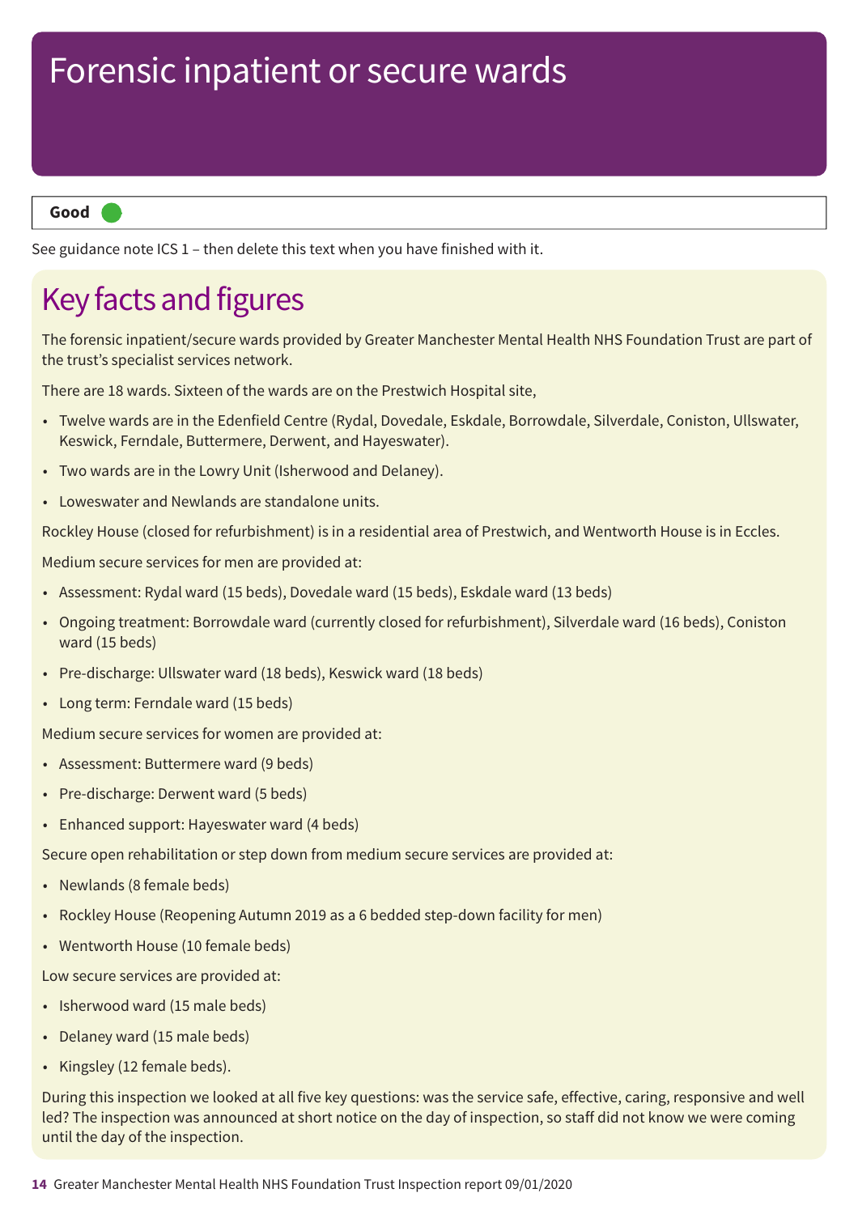# Forensic inpatient or secure wards

**Good**

See guidance note ICS 1 – then delete this text when you have finished with it.

## Key facts and figures

The forensic inpatient/secure wards provided by Greater Manchester Mental Health NHS Foundation Trust are part of the trust's specialist services network.

There are 18 wards. Sixteen of the wards are on the Prestwich Hospital site,

- Twelve wards are in the Edenfield Centre (Rydal, Dovedale, Eskdale, Borrowdale, Silverdale, Coniston, Ullswater, Keswick, Ferndale, Buttermere, Derwent, and Hayeswater).
- Two wards are in the Lowry Unit (Isherwood and Delaney).
- Loweswater and Newlands are standalone units.

Rockley House (closed for refurbishment) is in a residential area of Prestwich, and Wentworth House is in Eccles.

Medium secure services for men are provided at:

- Assessment: Rydal ward (15 beds), Dovedale ward (15 beds), Eskdale ward (13 beds)
- Ongoing treatment: Borrowdale ward (currently closed for refurbishment), Silverdale ward (16 beds), Coniston ward (15 beds)
- Pre-discharge: Ullswater ward (18 beds), Keswick ward (18 beds)
- Long term: Ferndale ward (15 beds)

Medium secure services for women are provided at:

- Assessment: Buttermere ward (9 beds)
- Pre-discharge: Derwent ward (5 beds)
- Enhanced support: Hayeswater ward (4 beds)

Secure open rehabilitation or step down from medium secure services are provided at:

- Newlands (8 female beds)
- Rockley House (Reopening Autumn 2019 as a 6 bedded step-down facility for men)
- Wentworth House (10 female beds)

Low secure services are provided at:

- Isherwood ward (15 male beds)
- Delaney ward (15 male beds)
- Kingsley (12 female beds).

During this inspection we looked at all five key questions: was the service safe, effective, caring, responsive and well led? The inspection was announced at short notice on the day of inspection, so staff did not know we were coming until the day of the inspection.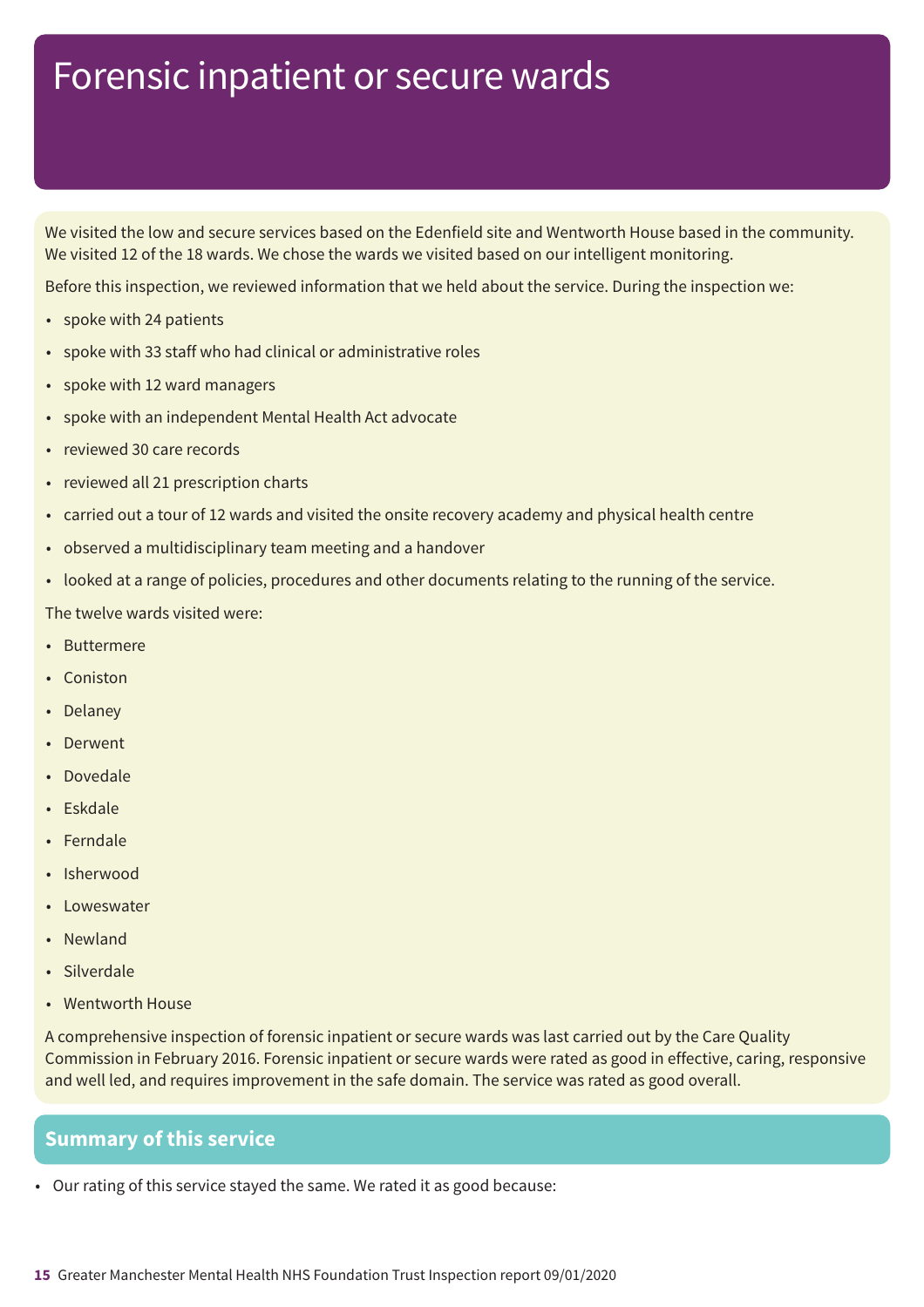# Forensic inpatient or secure wards

We visited the low and secure services based on the Edenfield site and Wentworth House based in the community. We visited 12 of the 18 wards. We chose the wards we visited based on our intelligent monitoring.

Before this inspection, we reviewed information that we held about the service. During the inspection we:

- spoke with 24 patients
- spoke with 33 staff who had clinical or administrative roles
- spoke with 12 ward managers
- spoke with an independent Mental Health Act advocate
- reviewed 30 care records
- reviewed all 21 prescription charts
- carried out a tour of 12 wards and visited the onsite recovery academy and physical health centre
- observed a multidisciplinary team meeting and a handover
- looked at a range of policies, procedures and other documents relating to the running of the service.

The twelve wards visited were:

- Buttermere
- Coniston
- Delaney
- Derwent
- Dovedale
- Eskdale
- Ferndale
- Isherwood
- Loweswater
- Newland
- Silverdale
- Wentworth House

A comprehensive inspection of forensic inpatient or secure wards was last carried out by the Care Quality Commission in February 2016. Forensic inpatient or secure wards were rated as good in effective, caring, responsive and well led, and requires improvement in the safe domain. The service was rated as good overall.

## Summary of this service

- Our rating of this service stayed the same. We rated it as good because: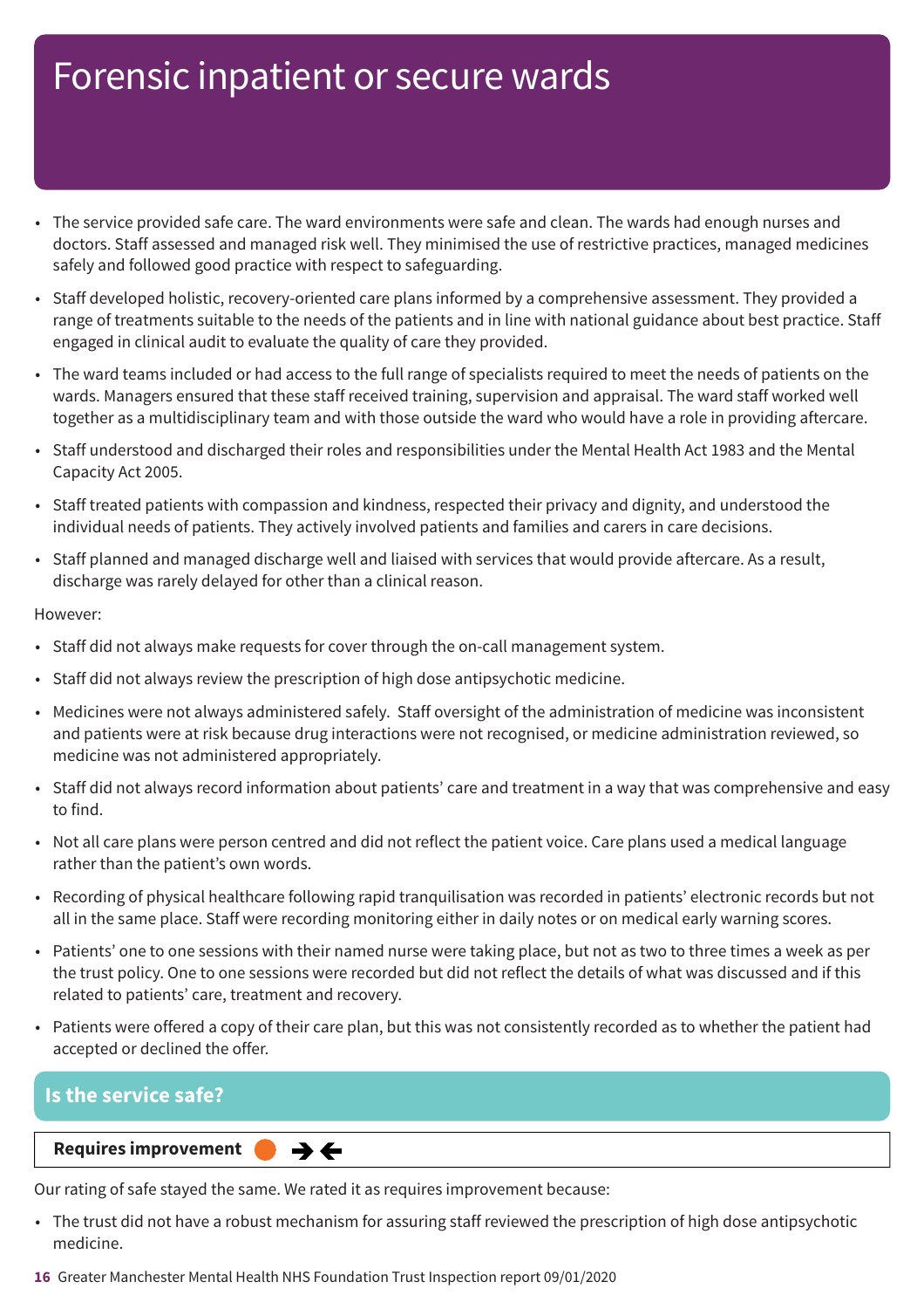# Forensic inpatient or secure wards

- The service provided safe care. The ward environments were safe and clean. The wards had enough nurses and doctors. Staff assessed and managed risk well. They minimised the use of restrictive practices, managed medicines safely and followed good practice with respect to safeguarding.
- Staff developed holistic, recovery-oriented care plans informed by a comprehensive assessment. They provided a range of treatments suitable to the needs of the patients and in line with national guidance about best practice. Staff engaged in clinical audit to evaluate the quality of care they provided.
- The ward teams included or had access to the full range of specialists required to meet the needs of patients on the wards. Managers ensured that these staff received training, supervision and appraisal. The ward staff worked well together as a multidisciplinary team and with those outside the ward who would have a role in providing aftercare.
- Staff understood and discharged their roles and responsibilities under the Mental Health Act 1983 and the Mental Capacity Act 2005.
- Staff treated patients with compassion and kindness, respected their privacy and dignity, and understood the individual needs of patients. They actively involved patients and families and carers in care decisions.
- Staff planned and managed discharge well and liaised with services that would provide aftercare. As a result, discharge was rarely delayed for other than a clinical reason.

However:

- Staff did not always make requests for cover through the on-call management system.
- Staff did not always review the prescription of high dose antipsychotic medicine.
- Medicines were not always administered safely. Staff oversight of the administration of medicine was inconsistent and patients were at risk because drug interactions were not recognised, or medicine administration reviewed, so medicine was not administered appropriately.
- Staff did not always record information about patients' care and treatment in a way that was comprehensive and easy to find.
- Not all care plans were person centred and did not reflect the patient voice. Care plans used a medical language rather than the patient's own words.
- Recording of physical healthcare following rapid tranquilisation was recorded in patients' electronic records but not all in the same place. Staff were recording monitoring either in daily notes or on medical early warning scores.
- Patients' one to one sessions with their named nurse were taking place, but not as two to three times a week as per the trust policy. One to one sessions were recorded but did not reflect the details of what was discussed and if this related to patients' care, treatment and recovery.
- Patients were offered a copy of their care plan, but this was not consistently recorded as to whether the patient had accepted or declined the offer.

## Is the service safe?

**Requires improvement** ➔ ←

Our rating of safe stayed the same. We rated it as requires improvement because:

- The trust did not have a robust mechanism for assuring staff reviewed the prescription of high dose antipsychotic medicine.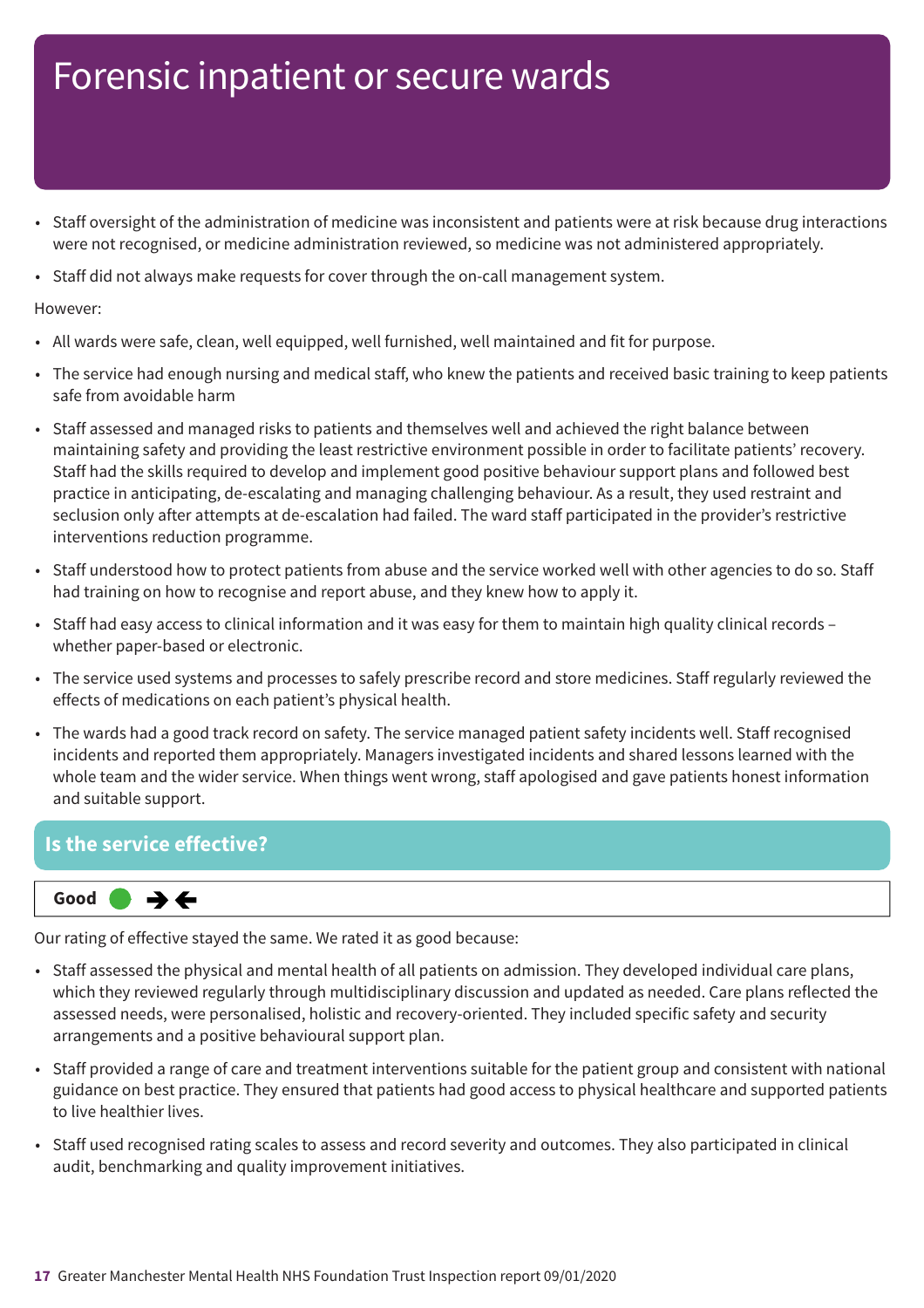# Forensic inpatient or secure wards

- Staff oversight of the administration of medicine was inconsistent and patients were at risk because drug interactions were not recognised, or medicine administration reviewed, so medicine was not administered appropriately.
- Staff did not always make requests for cover through the on-call management system.

However:

- All wards were safe, clean, well equipped, well furnished, well maintained and fit for purpose.
- The service had enough nursing and medical staff, who knew the patients and received basic training to keep patients safe from avoidable harm
- Staff assessed and managed risks to patients and themselves well and achieved the right balance between maintaining safety and providing the least restrictive environment possible in order to facilitate patients' recovery. Staff had the skills required to develop and implement good positive behaviour support plans and followed best practice in anticipating, de-escalating and managing challenging behaviour. As a result, they used restraint and seclusion only after attempts at de-escalation had failed. The ward staff participated in the provider's restrictive interventions reduction programme.
- Staff understood how to protect patients from abuse and the service worked well with other agencies to do so. Staff had training on how to recognise and report abuse, and they knew how to apply it.
- Staff had easy access to clinical information and it was easy for them to maintain high quality clinical records – whether paper-based or electronic.
- The service used systems and processes to safely prescribe record and store medicines. Staff regularly reviewed the effects of medications on each patient's physical health.
- The wards had a good track record on safety. The service managed patient safety incidents well. Staff recognised incidents and reported them appropriately. Managers investigated incidents and shared lessons learned with the whole team and the wider service. When things went wrong, staff apologised and gave patients honest information and suitable support.

## Is the service effective?

**Good** ● →←

Our rating of effective stayed the same. We rated it as good because:

- Staff assessed the physical and mental health of all patients on admission. They developed individual care plans, which they reviewed regularly through multidisciplinary discussion and updated as needed. Care plans reflected the assessed needs, were personalised, holistic and recovery-oriented. They included specific safety and security arrangements and a positive behavioural support plan.
- Staff provided a range of care and treatment interventions suitable for the patient group and consistent with national guidance on best practice. They ensured that patients had good access to physical healthcare and supported patients to live healthier lives.
- Staff used recognised rating scales to assess and record severity and outcomes. They also participated in clinical audit, benchmarking and quality improvement initiatives.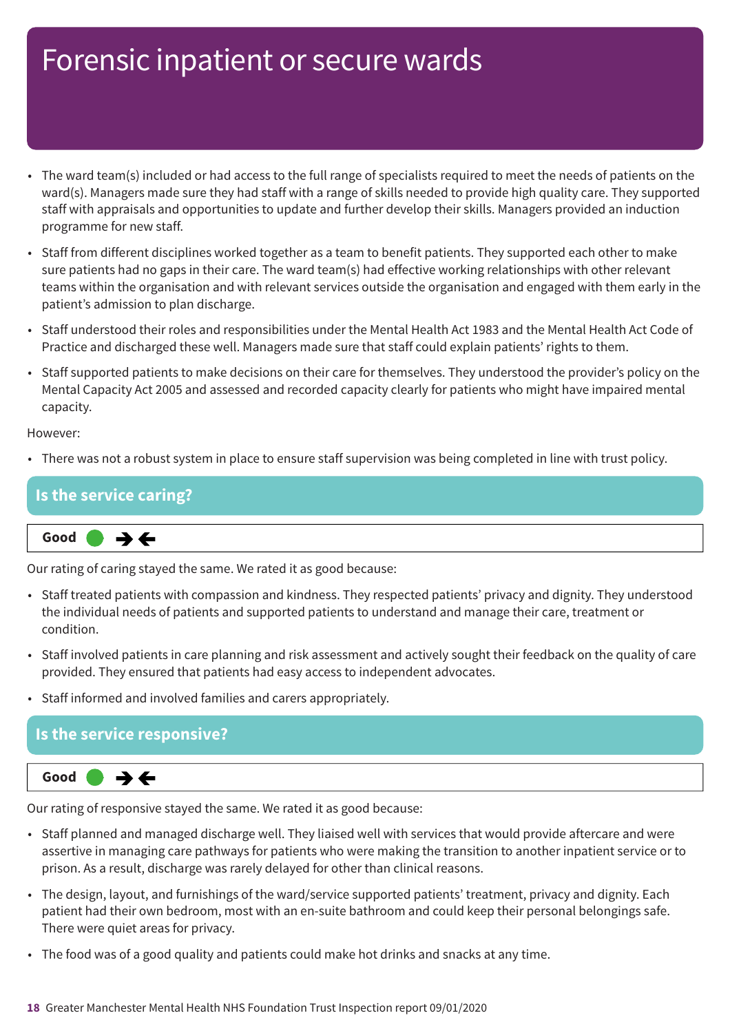# Forensic inpatient or secure wards

- The ward team(s) included or had access to the full range of specialists required to meet the needs of patients on the ward(s). Managers made sure they had staff with a range of skills needed to provide high quality care. They supported staff with appraisals and opportunities to update and further develop their skills. Managers provided an induction programme for new staff.
- Staff from different disciplines worked together as a team to benefit patients. They supported each other to make sure patients had no gaps in their care. The ward team(s) had effective working relationships with other relevant teams within the organisation and with relevant services outside the organisation and engaged with them early in the patient's admission to plan discharge.
- Staff understood their roles and responsibilities under the Mental Health Act 1983 and the Mental Health Act Code of Practice and discharged these well. Managers made sure that staff could explain patients' rights to them.
- Staff supported patients to make decisions on their care for themselves. They understood the provider's policy on the Mental Capacity Act 2005 and assessed and recorded capacity clearly for patients who might have impaired mental capacity.

However:

- There was not a robust system in place to ensure staff supervision was being completed in line with trust policy.

## Is the service caring?

**Good** ● →←

Our rating of caring stayed the same. We rated it as good because:

- Staff treated patients with compassion and kindness. They respected patients' privacy and dignity. They understood the individual needs of patients and supported patients to understand and manage their care, treatment or condition.
- Staff involved patients in care planning and risk assessment and actively sought their feedback on the quality of care provided. They ensured that patients had easy access to independent advocates.
- Staff informed and involved families and carers appropriately.

## Is the service responsive?

**Good** ● →←

Our rating of responsive stayed the same. We rated it as good because:

- Staff planned and managed discharge well. They liaised well with services that would provide aftercare and were assertive in managing care pathways for patients who were making the transition to another inpatient service or to prison. As a result, discharge was rarely delayed for other than clinical reasons.
- The design, layout, and furnishings of the ward/service supported patients' treatment, privacy and dignity. Each patient had their own bedroom, most with an en-suite bathroom and could keep their personal belongings safe. There were quiet areas for privacy.
- The food was of a good quality and patients could make hot drinks and snacks at any time.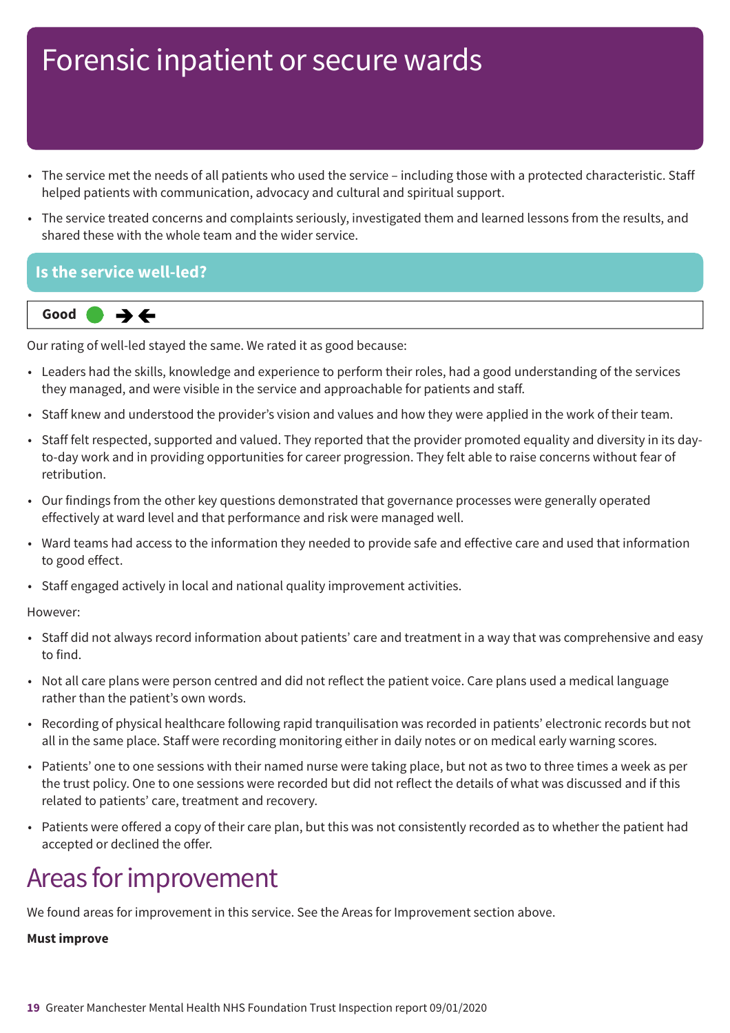# Forensic inpatient or secure wards

- The service met the needs of all patients who used the service – including those with a protected characteristic. Staff helped patients with communication, advocacy and cultural and spiritual support.
- The service treated concerns and complaints seriously, investigated them and learned lessons from the results, and shared these with the whole team and the wider service.

## Is the service well-led?

**Good** ➔🡐

Our rating of well-led stayed the same. We rated it as good because:

- Leaders had the skills, knowledge and experience to perform their roles, had a good understanding of the services they managed, and were visible in the service and approachable for patients and staff.
- Staff knew and understood the provider's vision and values and how they were applied in the work of their team.
- Staff felt respected, supported and valued. They reported that the provider promoted equality and diversity in its day-to-day work and in providing opportunities for career progression. They felt able to raise concerns without fear of retribution.
- Our findings from the other key questions demonstrated that governance processes were generally operated effectively at ward level and that performance and risk were managed well.
- Ward teams had access to the information they needed to provide safe and effective care and used that information to good effect.
- Staff engaged actively in local and national quality improvement activities.

However:

- Staff did not always record information about patients' care and treatment in a way that was comprehensive and easy to find.
- Not all care plans were person centred and did not reflect the patient voice. Care plans used a medical language rather than the patient's own words.
- Recording of physical healthcare following rapid tranquilisation was recorded in patients' electronic records but not all in the same place. Staff were recording monitoring either in daily notes or on medical early warning scores.
- Patients' one to one sessions with their named nurse were taking place, but not as two to three times a week as per the trust policy. One to one sessions were recorded but did not reflect the details of what was discussed and if this related to patients' care, treatment and recovery.
- Patients were offered a copy of their care plan, but this was not consistently recorded as to whether the patient had accepted or declined the offer.

# Areas for improvement

We found areas for improvement in this service. See the Areas for Improvement section above.

**Must improve**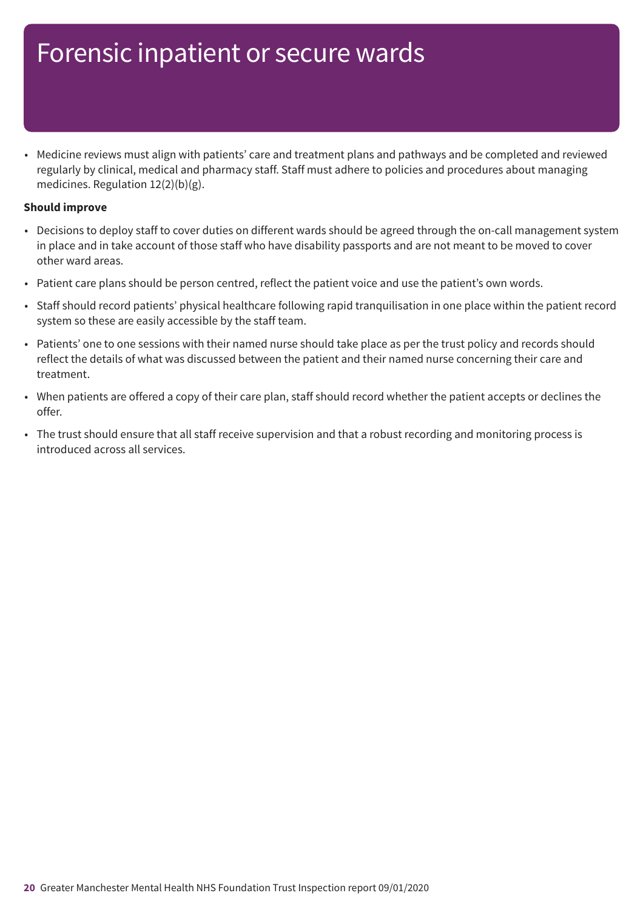# Forensic inpatient or secure wards

- Medicine reviews must align with patients' care and treatment plans and pathways and be completed and reviewed regularly by clinical, medical and pharmacy staff. Staff must adhere to policies and procedures about managing medicines. Regulation 12(2)(b)(g).

**Should improve**

- Decisions to deploy staff to cover duties on different wards should be agreed through the on-call management system in place and in take account of those staff who have disability passports and are not meant to be moved to cover other ward areas.
- Patient care plans should be person centred, reflect the patient voice and use the patient's own words.
- Staff should record patients' physical healthcare following rapid tranquilisation in one place within the patient record system so these are easily accessible by the staff team.
- Patients' one to one sessions with their named nurse should take place as per the trust policy and records should reflect the details of what was discussed between the patient and their named nurse concerning their care and treatment.
- When patients are offered a copy of their care plan, staff should record whether the patient accepts or declines the offer.
- The trust should ensure that all staff receive supervision and that a robust recording and monitoring process is introduced across all services.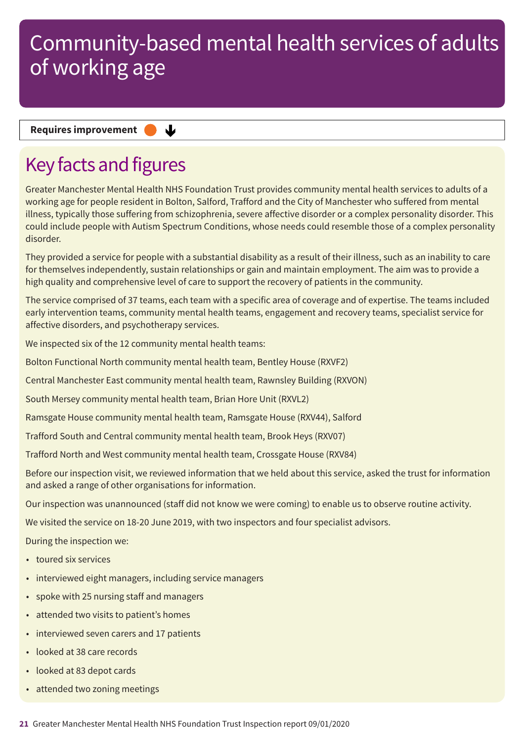# Community-based mental health services of adults of working age

**Requires improvement** ⬇

## Key facts and figures

Greater Manchester Mental Health NHS Foundation Trust provides community mental health services to adults of a working age for people resident in Bolton, Salford, Trafford and the City of Manchester who suffered from mental illness, typically those suffering from schizophrenia, severe affective disorder or a complex personality disorder. This could include people with Autism Spectrum Conditions, whose needs could resemble those of a complex personality disorder.

They provided a service for people with a substantial disability as a result of their illness, such as an inability to care for themselves independently, sustain relationships or gain and maintain employment. The aim was to provide a high quality and comprehensive level of care to support the recovery of patients in the community.

The service comprised of 37 teams, each team with a specific area of coverage and of expertise. The teams included early intervention teams, community mental health teams, engagement and recovery teams, specialist service for affective disorders, and psychotherapy services.

We inspected six of the 12 community mental health teams:

Bolton Functional North community mental health team, Bentley House (RXVF2)

Central Manchester East community mental health team, Rawnsley Building (RXVON)

South Mersey community mental health team, Brian Hore Unit (RXVL2)

Ramsgate House community mental health team, Ramsgate House (RXV44), Salford

Trafford South and Central community mental health team, Brook Heys (RXV07)

Trafford North and West community mental health team, Crossgate House (RXV84)

Before our inspection visit, we reviewed information that we held about this service, asked the trust for information and asked a range of other organisations for information.

Our inspection was unannounced (staff did not know we were coming) to enable us to observe routine activity.

We visited the service on 18-20 June 2019, with two inspectors and four specialist advisors.

During the inspection we:

- toured six services
- interviewed eight managers, including service managers
- spoke with 25 nursing staff and managers
- attended two visits to patient's homes
- interviewed seven carers and 17 patients
- looked at 38 care records
- looked at 83 depot cards
- attended two zoning meetings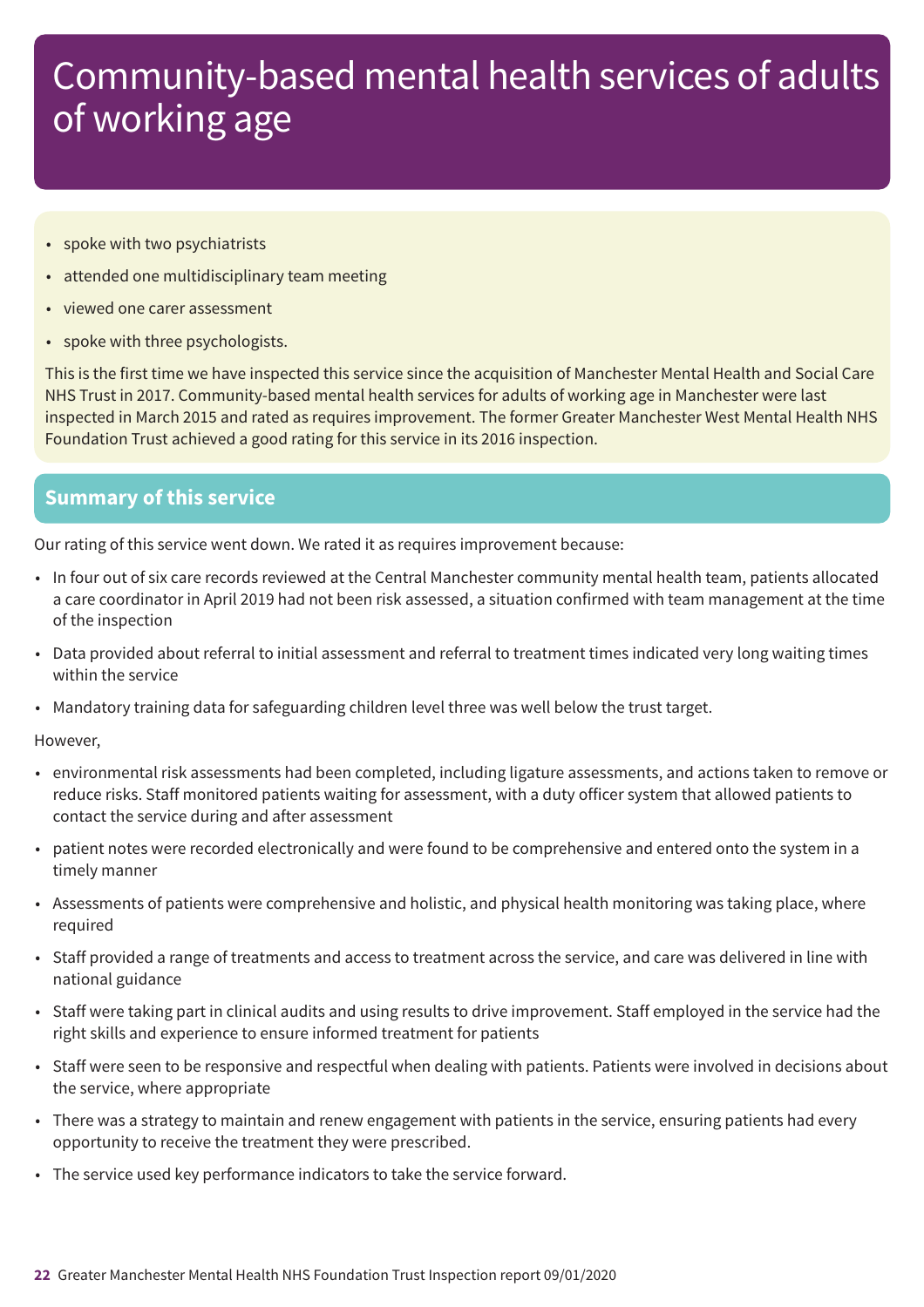# Community-based mental health services of adults of working age

- spoke with two psychiatrists
- attended one multidisciplinary team meeting
- viewed one carer assessment
- spoke with three psychologists.

This is the first time we have inspected this service since the acquisition of Manchester Mental Health and Social Care NHS Trust in 2017. Community-based mental health services for adults of working age in Manchester were last inspected in March 2015 and rated as requires improvement. The former Greater Manchester West Mental Health NHS Foundation Trust achieved a good rating for this service in its 2016 inspection.

## Summary of this service

Our rating of this service went down. We rated it as requires improvement because:

- In four out of six care records reviewed at the Central Manchester community mental health team, patients allocated a care coordinator in April 2019 had not been risk assessed, a situation confirmed with team management at the time of the inspection
- Data provided about referral to initial assessment and referral to treatment times indicated very long waiting times within the service
- Mandatory training data for safeguarding children level three was well below the trust target.

However,

- environmental risk assessments had been completed, including ligature assessments, and actions taken to remove or reduce risks. Staff monitored patients waiting for assessment, with a duty officer system that allowed patients to contact the service during and after assessment
- patient notes were recorded electronically and were found to be comprehensive and entered onto the system in a timely manner
- Assessments of patients were comprehensive and holistic, and physical health monitoring was taking place, where required
- Staff provided a range of treatments and access to treatment across the service, and care was delivered in line with national guidance
- Staff were taking part in clinical audits and using results to drive improvement. Staff employed in the service had the right skills and experience to ensure informed treatment for patients
- Staff were seen to be responsive and respectful when dealing with patients. Patients were involved in decisions about the service, where appropriate
- There was a strategy to maintain and renew engagement with patients in the service, ensuring patients had every opportunity to receive the treatment they were prescribed.
- The service used key performance indicators to take the service forward.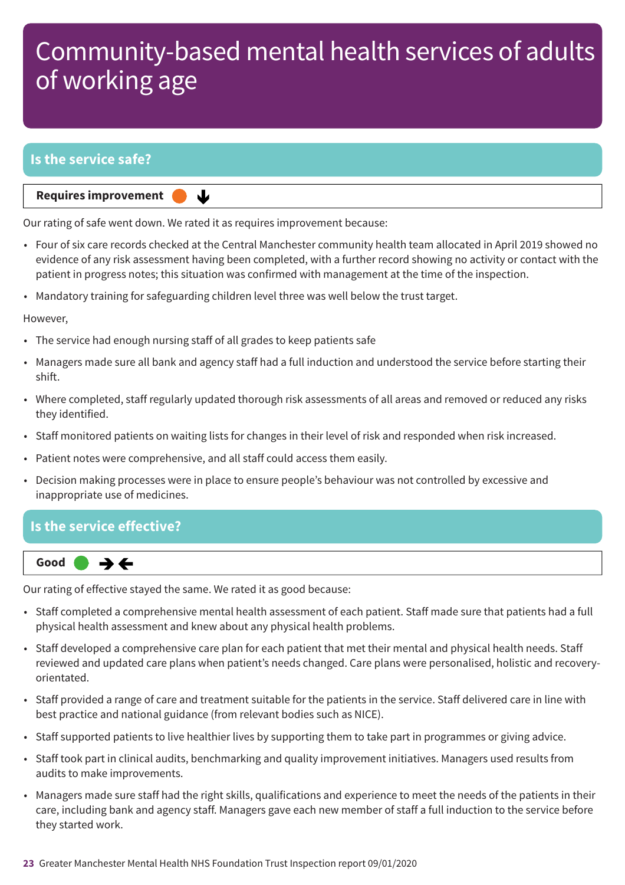# Community-based mental health services of adults of working age

## Is the service safe?

**Requires improvement** ⬇

Our rating of safe went down. We rated it as requires improvement because:

- Four of six care records checked at the Central Manchester community health team allocated in April 2019 showed no evidence of any risk assessment having been completed, with a further record showing no activity or contact with the patient in progress notes; this situation was confirmed with management at the time of the inspection.
- Mandatory training for safeguarding children level three was well below the trust target.

However,

- The service had enough nursing staff of all grades to keep patients safe
- Managers made sure all bank and agency staff had a full induction and understood the service before starting their shift.
- Where completed, staff regularly updated thorough risk assessments of all areas and removed or reduced any risks they identified.
- Staff monitored patients on waiting lists for changes in their level of risk and responded when risk increased.
- Patient notes were comprehensive, and all staff could access them easily.
- Decision making processes were in place to ensure people's behaviour was not controlled by excessive and inappropriate use of medicines.

## Is the service effective?

**Good** ➔🡐

Our rating of effective stayed the same. We rated it as good because:

- Staff completed a comprehensive mental health assessment of each patient. Staff made sure that patients had a full physical health assessment and knew about any physical health problems.
- Staff developed a comprehensive care plan for each patient that met their mental and physical health needs. Staff reviewed and updated care plans when patient's needs changed. Care plans were personalised, holistic and recovery-orientated.
- Staff provided a range of care and treatment suitable for the patients in the service. Staff delivered care in line with best practice and national guidance (from relevant bodies such as NICE).
- Staff supported patients to live healthier lives by supporting them to take part in programmes or giving advice.
- Staff took part in clinical audits, benchmarking and quality improvement initiatives. Managers used results from audits to make improvements.
- Managers made sure staff had the right skills, qualifications and experience to meet the needs of the patients in their care, including bank and agency staff. Managers gave each new member of staff a full induction to the service before they started work.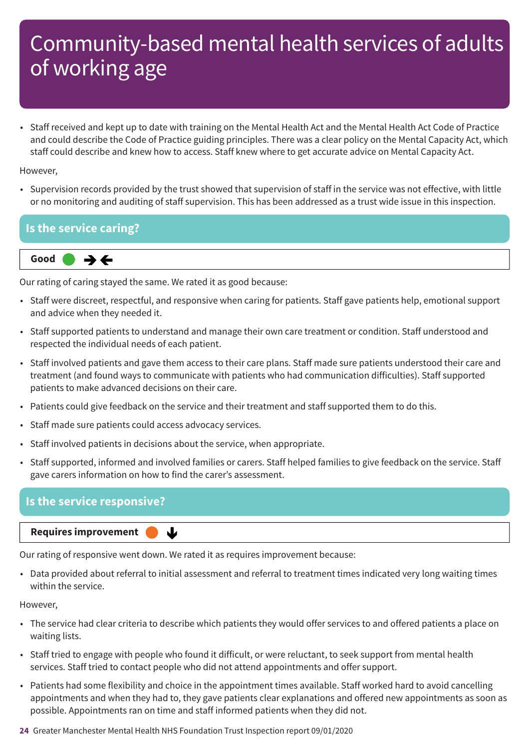# Community-based mental health services of adults of working age

- Staff received and kept up to date with training on the Mental Health Act and the Mental Health Act Code of Practice and could describe the Code of Practice guiding principles. There was a clear policy on the Mental Capacity Act, which staff could describe and knew how to access. Staff knew where to get accurate advice on Mental Capacity Act.

However,

- Supervision records provided by the trust showed that supervision of staff in the service was not effective, with little or no monitoring and auditing of staff supervision. This has been addressed as a trust wide issue in this inspection.

## Is the service caring?

**Good**

Our rating of caring stayed the same. We rated it as good because:

- Staff were discreet, respectful, and responsive when caring for patients. Staff gave patients help, emotional support and advice when they needed it.
- Staff supported patients to understand and manage their own care treatment or condition. Staff understood and respected the individual needs of each patient.
- Staff involved patients and gave them access to their care plans. Staff made sure patients understood their care and treatment (and found ways to communicate with patients who had communication difficulties). Staff supported patients to make advanced decisions on their care.
- Patients could give feedback on the service and their treatment and staff supported them to do this.
- Staff made sure patients could access advocacy services.
- Staff involved patients in decisions about the service, when appropriate.
- Staff supported, informed and involved families or carers. Staff helped families to give feedback on the service. Staff gave carers information on how to find the carer's assessment.

## Is the service responsive?

**Requires improvement**

Our rating of responsive went down. We rated it as requires improvement because:

- Data provided about referral to initial assessment and referral to treatment times indicated very long waiting times within the service.

However,

- The service had clear criteria to describe which patients they would offer services to and offered patients a place on waiting lists.
- Staff tried to engage with people who found it difficult, or were reluctant, to seek support from mental health services. Staff tried to contact people who did not attend appointments and offer support.
- Patients had some flexibility and choice in the appointment times available. Staff worked hard to avoid cancelling appointments and when they had to, they gave patients clear explanations and offered new appointments as soon as possible. Appointments ran on time and staff informed patients when they did not.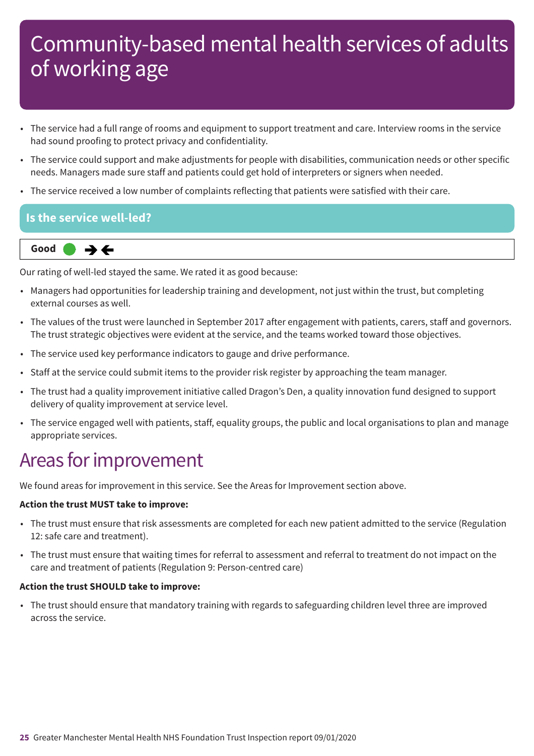# Community-based mental health services of adults of working age

- The service had a full range of rooms and equipment to support treatment and care. Interview rooms in the service had sound proofing to protect privacy and confidentiality.
- The service could support and make adjustments for people with disabilities, communication needs or other specific needs. Managers made sure staff and patients could get hold of interpreters or signers when needed.
- The service received a low number of complaints reflecting that patients were satisfied with their care.

## Is the service well-led?

**Good** ➔🡐

Our rating of well-led stayed the same. We rated it as good because:

- Managers had opportunities for leadership training and development, not just within the trust, but completing external courses as well.
- The values of the trust were launched in September 2017 after engagement with patients, carers, staff and governors. The trust strategic objectives were evident at the service, and the teams worked toward those objectives.
- The service used key performance indicators to gauge and drive performance.
- Staff at the service could submit items to the provider risk register by approaching the team manager.
- The trust had a quality improvement initiative called Dragon's Den, a quality innovation fund designed to support delivery of quality improvement at service level.
- The service engaged well with patients, staff, equality groups, the public and local organisations to plan and manage appropriate services.

# Areas for improvement

We found areas for improvement in this service. See the Areas for Improvement section above.

**Action the trust MUST take to improve:**

- The trust must ensure that risk assessments are completed for each new patient admitted to the service (Regulation 12: safe care and treatment).
- The trust must ensure that waiting times for referral to assessment and referral to treatment do not impact on the care and treatment of patients (Regulation 9: Person-centred care)

**Action the trust SHOULD take to improve:**

- The trust should ensure that mandatory training with regards to safeguarding children level three are improved across the service.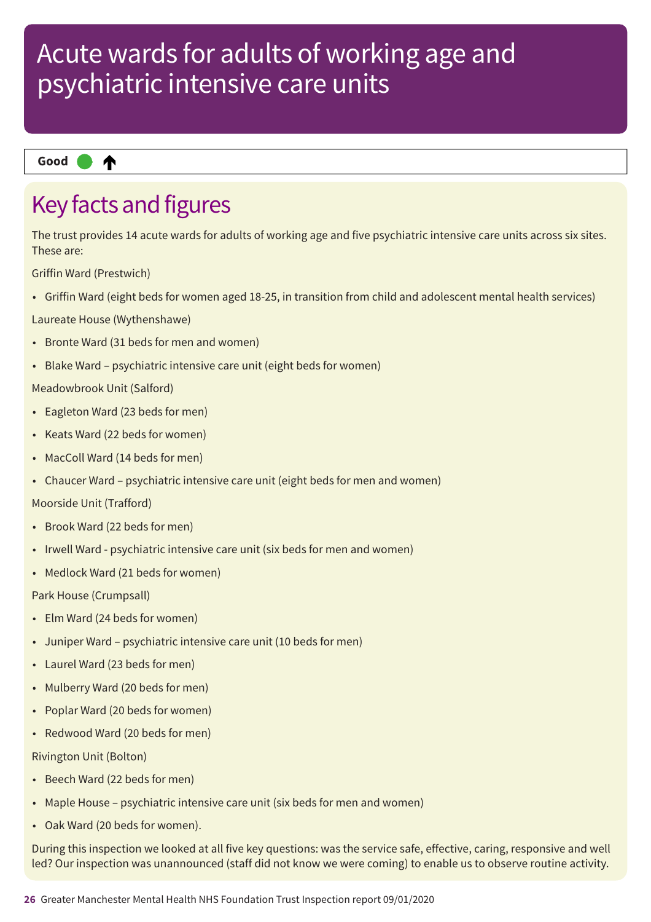# Acute wards for adults of working age and psychiatric intensive care units

**Good** ⬤ ↑

## Key facts and figures

The trust provides 14 acute wards for adults of working age and five psychiatric intensive care units across six sites. These are:

Griffin Ward (Prestwich)

- Griffin Ward (eight beds for women aged 18-25, in transition from child and adolescent mental health services)

Laureate House (Wythenshawe)

- Bronte Ward (31 beds for men and women)
- Blake Ward – psychiatric intensive care unit (eight beds for women)

Meadowbrook Unit (Salford)

- Eagleton Ward (23 beds for men)
- Keats Ward (22 beds for women)
- MacColl Ward (14 beds for men)
- Chaucer Ward – psychiatric intensive care unit (eight beds for men and women)

Moorside Unit (Trafford)

- Brook Ward (22 beds for men)
- Irwell Ward - psychiatric intensive care unit (six beds for men and women)
- Medlock Ward (21 beds for women)

Park House (Crumpsall)

- Elm Ward (24 beds for women)
- Juniper Ward – psychiatric intensive care unit (10 beds for men)
- Laurel Ward (23 beds for men)
- Mulberry Ward (20 beds for men)
- Poplar Ward (20 beds for women)
- Redwood Ward (20 beds for men)

Rivington Unit (Bolton)

- Beech Ward (22 beds for men)
- Maple House – psychiatric intensive care unit (six beds for men and women)
- Oak Ward (20 beds for women).

During this inspection we looked at all five key questions: was the service safe, effective, caring, responsive and well led? Our inspection was unannounced (staff did not know we were coming) to enable us to observe routine activity.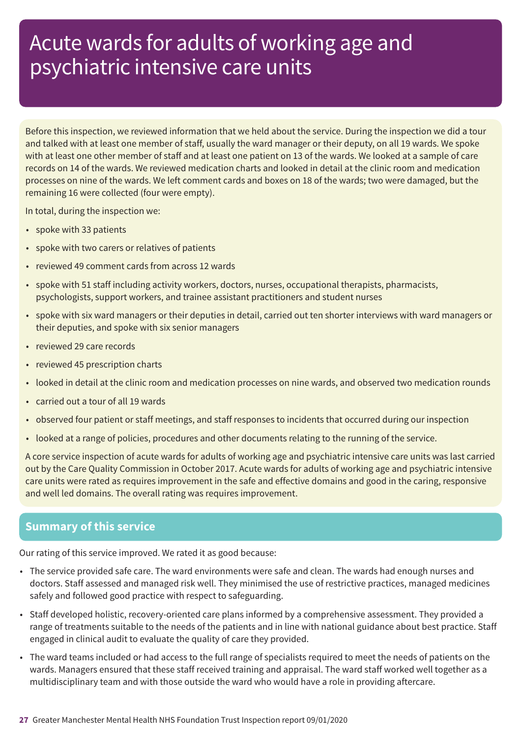# Acute wards for adults of working age and psychiatric intensive care units

Before this inspection, we reviewed information that we held about the service. During the inspection we did a tour and talked with at least one member of staff, usually the ward manager or their deputy, on all 19 wards. We spoke with at least one other member of staff and at least one patient on 13 of the wards. We looked at a sample of care records on 14 of the wards. We reviewed medication charts and looked in detail at the clinic room and medication processes on nine of the wards. We left comment cards and boxes on 18 of the wards; two were damaged, but the remaining 16 were collected (four were empty).

In total, during the inspection we:

- spoke with 33 patients
- spoke with two carers or relatives of patients
- reviewed 49 comment cards from across 12 wards
- spoke with 51 staff including activity workers, doctors, nurses, occupational therapists, pharmacists, psychologists, support workers, and trainee assistant practitioners and student nurses
- spoke with six ward managers or their deputies in detail, carried out ten shorter interviews with ward managers or their deputies, and spoke with six senior managers
- reviewed 29 care records
- reviewed 45 prescription charts
- looked in detail at the clinic room and medication processes on nine wards, and observed two medication rounds
- carried out a tour of all 19 wards
- observed four patient or staff meetings, and staff responses to incidents that occurred during our inspection
- looked at a range of policies, procedures and other documents relating to the running of the service.

A core service inspection of acute wards for adults of working age and psychiatric intensive care units was last carried out by the Care Quality Commission in October 2017. Acute wards for adults of working age and psychiatric intensive care units were rated as requires improvement in the safe and effective domains and good in the caring, responsive and well led domains. The overall rating was requires improvement.

## Summary of this service

Our rating of this service improved. We rated it as good because:

- The service provided safe care. The ward environments were safe and clean. The wards had enough nurses and doctors. Staff assessed and managed risk well. They minimised the use of restrictive practices, managed medicines safely and followed good practice with respect to safeguarding.
- Staff developed holistic, recovery-oriented care plans informed by a comprehensive assessment. They provided a range of treatments suitable to the needs of the patients and in line with national guidance about best practice. Staff engaged in clinical audit to evaluate the quality of care they provided.
- The ward teams included or had access to the full range of specialists required to meet the needs of patients on the wards. Managers ensured that these staff received training and appraisal. The ward staff worked well together as a multidisciplinary team and with those outside the ward who would have a role in providing aftercare.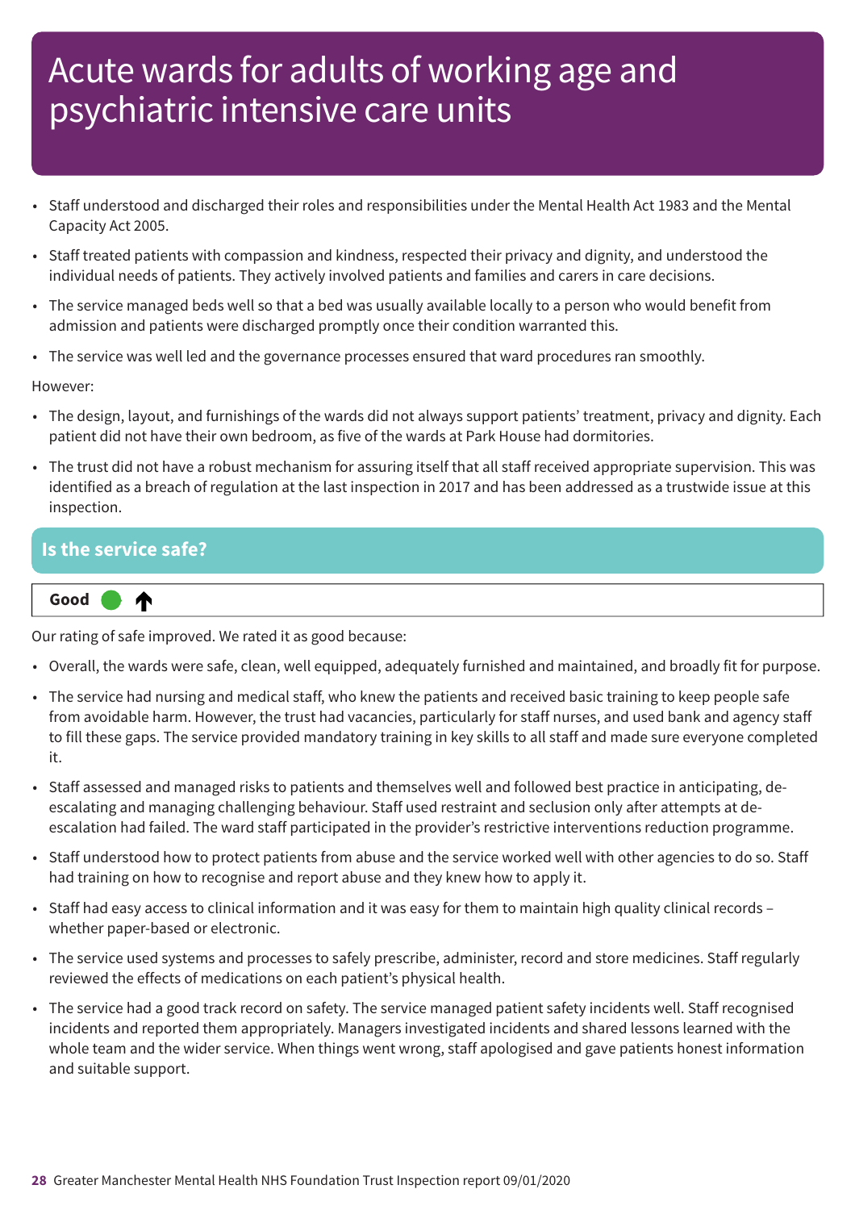# Acute wards for adults of working age and psychiatric intensive care units

- Staff understood and discharged their roles and responsibilities under the Mental Health Act 1983 and the Mental Capacity Act 2005.
- Staff treated patients with compassion and kindness, respected their privacy and dignity, and understood the individual needs of patients. They actively involved patients and families and carers in care decisions.
- The service managed beds well so that a bed was usually available locally to a person who would benefit from admission and patients were discharged promptly once their condition warranted this.
- The service was well led and the governance processes ensured that ward procedures ran smoothly.

However:

- The design, layout, and furnishings of the wards did not always support patients' treatment, privacy and dignity. Each patient did not have their own bedroom, as five of the wards at Park House had dormitories.
- The trust did not have a robust mechanism for assuring itself that all staff received appropriate supervision. This was identified as a breach of regulation at the last inspection in 2017 and has been addressed as a trustwide issue at this inspection.

## Is the service safe?

**Good** ↑

Our rating of safe improved. We rated it as good because:

- Overall, the wards were safe, clean, well equipped, adequately furnished and maintained, and broadly fit for purpose.
- The service had nursing and medical staff, who knew the patients and received basic training to keep people safe from avoidable harm. However, the trust had vacancies, particularly for staff nurses, and used bank and agency staff to fill these gaps. The service provided mandatory training in key skills to all staff and made sure everyone completed it.
- Staff assessed and managed risks to patients and themselves well and followed best practice in anticipating, de-escalating and managing challenging behaviour. Staff used restraint and seclusion only after attempts at de-escalation had failed. The ward staff participated in the provider's restrictive interventions reduction programme.
- Staff understood how to protect patients from abuse and the service worked well with other agencies to do so. Staff had training on how to recognise and report abuse and they knew how to apply it.
- Staff had easy access to clinical information and it was easy for them to maintain high quality clinical records – whether paper-based or electronic.
- The service used systems and processes to safely prescribe, administer, record and store medicines. Staff regularly reviewed the effects of medications on each patient's physical health.
- The service had a good track record on safety. The service managed patient safety incidents well. Staff recognised incidents and reported them appropriately. Managers investigated incidents and shared lessons learned with the whole team and the wider service. When things went wrong, staff apologised and gave patients honest information and suitable support.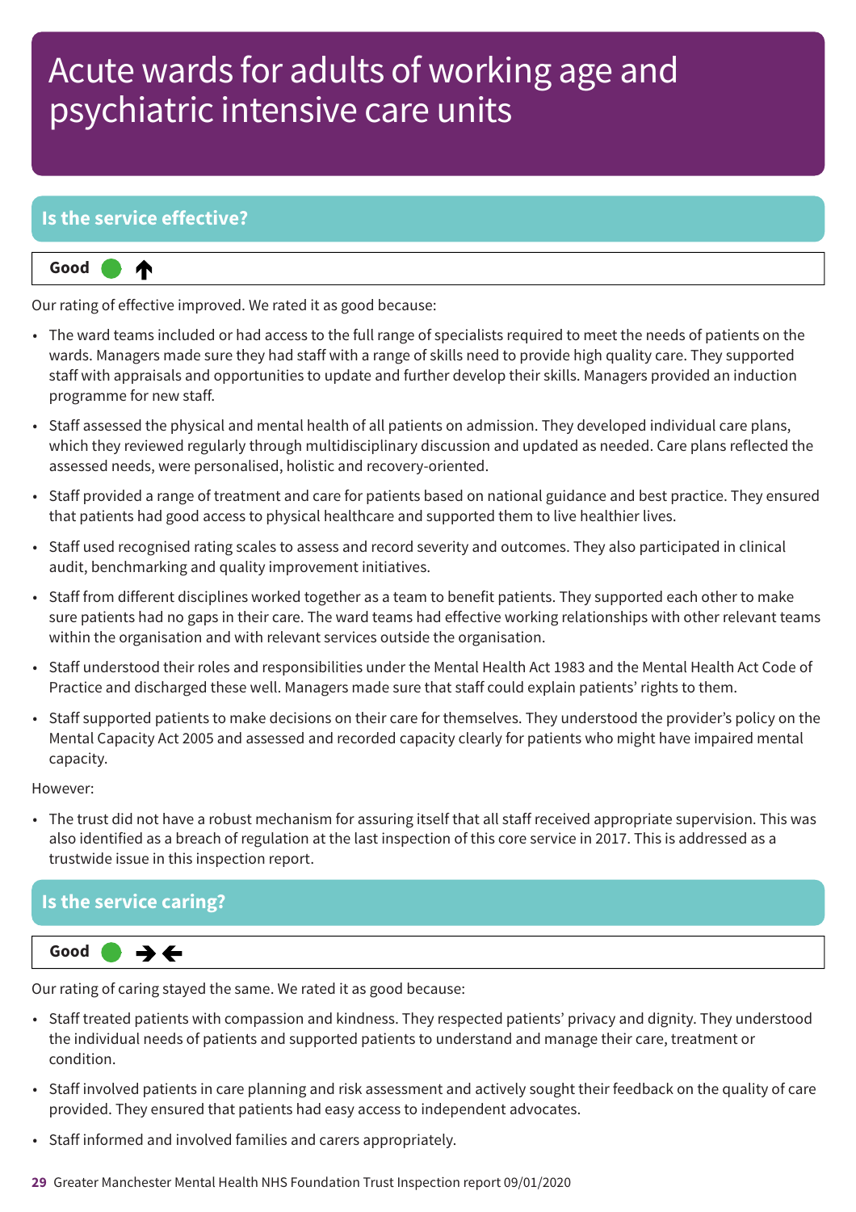# Acute wards for adults of working age and psychiatric intensive care units

## Is the service effective?

**Good** ↑

Our rating of effective improved. We rated it as good because:

- The ward teams included or had access to the full range of specialists required to meet the needs of patients on the wards. Managers made sure they had staff with a range of skills need to provide high quality care. They supported staff with appraisals and opportunities to update and further develop their skills. Managers provided an induction programme for new staff.
- Staff assessed the physical and mental health of all patients on admission. They developed individual care plans, which they reviewed regularly through multidisciplinary discussion and updated as needed. Care plans reflected the assessed needs, were personalised, holistic and recovery-oriented.
- Staff provided a range of treatment and care for patients based on national guidance and best practice. They ensured that patients had good access to physical healthcare and supported them to live healthier lives.
- Staff used recognised rating scales to assess and record severity and outcomes. They also participated in clinical audit, benchmarking and quality improvement initiatives.
- Staff from different disciplines worked together as a team to benefit patients. They supported each other to make sure patients had no gaps in their care. The ward teams had effective working relationships with other relevant teams within the organisation and with relevant services outside the organisation.
- Staff understood their roles and responsibilities under the Mental Health Act 1983 and the Mental Health Act Code of Practice and discharged these well. Managers made sure that staff could explain patients' rights to them.
- Staff supported patients to make decisions on their care for themselves. They understood the provider's policy on the Mental Capacity Act 2005 and assessed and recorded capacity clearly for patients who might have impaired mental capacity.

However:

- The trust did not have a robust mechanism for assuring itself that all staff received appropriate supervision. This was also identified as a breach of regulation at the last inspection of this core service in 2017. This is addressed as a trustwide issue in this inspection report.

## Is the service caring?

**Good** →←

Our rating of caring stayed the same. We rated it as good because:

- Staff treated patients with compassion and kindness. They respected patients' privacy and dignity. They understood the individual needs of patients and supported patients to understand and manage their care, treatment or condition.
- Staff involved patients in care planning and risk assessment and actively sought their feedback on the quality of care provided. They ensured that patients had easy access to independent advocates.
- Staff informed and involved families and carers appropriately.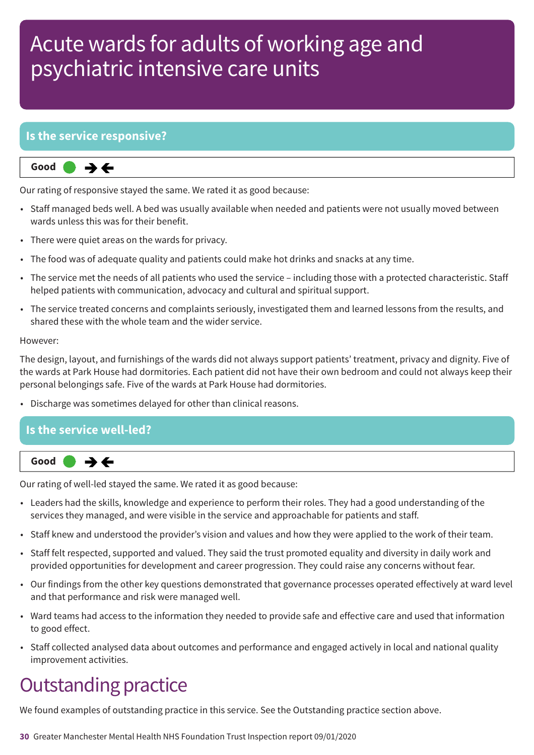# Acute wards for adults of working age and psychiatric intensive care units

## Is the service responsive?

**Good** ● →←

Our rating of responsive stayed the same. We rated it as good because:

- Staff managed beds well. A bed was usually available when needed and patients were not usually moved between wards unless this was for their benefit.
- There were quiet areas on the wards for privacy.
- The food was of adequate quality and patients could make hot drinks and snacks at any time.
- The service met the needs of all patients who used the service – including those with a protected characteristic. Staff helped patients with communication, advocacy and cultural and spiritual support.
- The service treated concerns and complaints seriously, investigated them and learned lessons from the results, and shared these with the whole team and the wider service.

However:

The design, layout, and furnishings of the wards did not always support patients' treatment, privacy and dignity. Five of the wards at Park House had dormitories. Each patient did not have their own bedroom and could not always keep their personal belongings safe. Five of the wards at Park House had dormitories.

- Discharge was sometimes delayed for other than clinical reasons.

## Is the service well-led?

**Good** ● →←

Our rating of well-led stayed the same. We rated it as good because:

- Leaders had the skills, knowledge and experience to perform their roles. They had a good understanding of the services they managed, and were visible in the service and approachable for patients and staff.
- Staff knew and understood the provider's vision and values and how they were applied to the work of their team.
- Staff felt respected, supported and valued. They said the trust promoted equality and diversity in daily work and provided opportunities for development and career progression. They could raise any concerns without fear.
- Our findings from the other key questions demonstrated that governance processes operated effectively at ward level and that performance and risk were managed well.
- Ward teams had access to the information they needed to provide safe and effective care and used that information to good effect.
- Staff collected analysed data about outcomes and performance and engaged actively in local and national quality improvement activities.

# Outstanding practice

We found examples of outstanding practice in this service. See the Outstanding practice section above.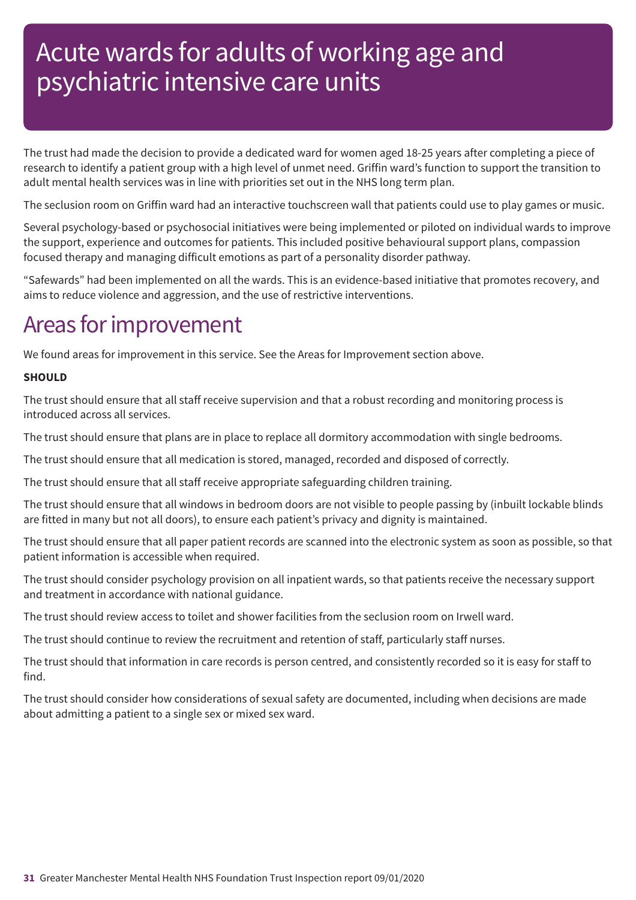# Acute wards for adults of working age and psychiatric intensive care units

The trust had made the decision to provide a dedicated ward for women aged 18-25 years after completing a piece of research to identify a patient group with a high level of unmet need. Griffin ward's function to support the transition to adult mental health services was in line with priorities set out in the NHS long term plan.

The seclusion room on Griffin ward had an interactive touchscreen wall that patients could use to play games or music.

Several psychology-based or psychosocial initiatives were being implemented or piloted on individual wards to improve the support, experience and outcomes for patients. This included positive behavioural support plans, compassion focused therapy and managing difficult emotions as part of a personality disorder pathway.

"Safewards" had been implemented on all the wards. This is an evidence-based initiative that promotes recovery, and aims to reduce violence and aggression, and the use of restrictive interventions.

## Areas for improvement

We found areas for improvement in this service. See the Areas for Improvement section above.

**SHOULD**

The trust should ensure that all staff receive supervision and that a robust recording and monitoring process is introduced across all services.

The trust should ensure that plans are in place to replace all dormitory accommodation with single bedrooms.

The trust should ensure that all medication is stored, managed, recorded and disposed of correctly.

The trust should ensure that all staff receive appropriate safeguarding children training.

The trust should ensure that all windows in bedroom doors are not visible to people passing by (inbuilt lockable blinds are fitted in many but not all doors), to ensure each patient's privacy and dignity is maintained.

The trust should ensure that all paper patient records are scanned into the electronic system as soon as possible, so that patient information is accessible when required.

The trust should consider psychology provision on all inpatient wards, so that patients receive the necessary support and treatment in accordance with national guidance.

The trust should review access to toilet and shower facilities from the seclusion room on Irwell ward.

The trust should continue to review the recruitment and retention of staff, particularly staff nurses.

The trust should that information in care records is person centred, and consistently recorded so it is easy for staff to find.

The trust should consider how considerations of sexual safety are documented, including when decisions are made about admitting a patient to a single sex or mixed sex ward.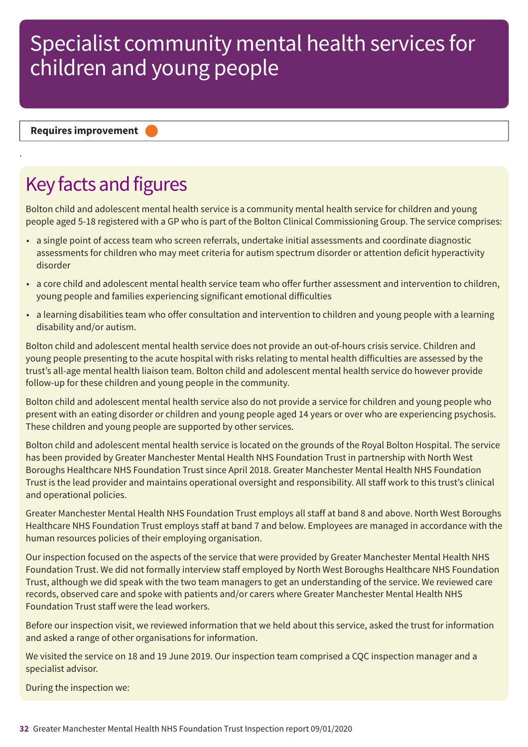# Specialist community mental health services for children and young people

**Requires improvement**

## Key facts and figures

Bolton child and adolescent mental health service is a community mental health service for children and young people aged 5-18 registered with a GP who is part of the Bolton Clinical Commissioning Group. The service comprises:

- a single point of access team who screen referrals, undertake initial assessments and coordinate diagnostic assessments for children who may meet criteria for autism spectrum disorder or attention deficit hyperactivity disorder
- a core child and adolescent mental health service team who offer further assessment and intervention to children, young people and families experiencing significant emotional difficulties
- a learning disabilities team who offer consultation and intervention to children and young people with a learning disability and/or autism.

Bolton child and adolescent mental health service does not provide an out-of-hours crisis service. Children and young people presenting to the acute hospital with risks relating to mental health difficulties are assessed by the trust's all-age mental health liaison team. Bolton child and adolescent mental health service do however provide follow-up for these children and young people in the community.

Bolton child and adolescent mental health service also do not provide a service for children and young people who present with an eating disorder or children and young people aged 14 years or over who are experiencing psychosis. These children and young people are supported by other services.

Bolton child and adolescent mental health service is located on the grounds of the Royal Bolton Hospital. The service has been provided by Greater Manchester Mental Health NHS Foundation Trust in partnership with North West Boroughs Healthcare NHS Foundation Trust since April 2018. Greater Manchester Mental Health NHS Foundation Trust is the lead provider and maintains operational oversight and responsibility. All staff work to this trust's clinical and operational policies.

Greater Manchester Mental Health NHS Foundation Trust employs all staff at band 8 and above. North West Boroughs Healthcare NHS Foundation Trust employs staff at band 7 and below. Employees are managed in accordance with the human resources policies of their employing organisation.

Our inspection focused on the aspects of the service that were provided by Greater Manchester Mental Health NHS Foundation Trust. We did not formally interview staff employed by North West Boroughs Healthcare NHS Foundation Trust, although we did speak with the two team managers to get an understanding of the service. We reviewed care records, observed care and spoke with patients and/or carers where Greater Manchester Mental Health NHS Foundation Trust staff were the lead workers.

Before our inspection visit, we reviewed information that we held about this service, asked the trust for information and asked a range of other organisations for information.

We visited the service on 18 and 19 June 2019. Our inspection team comprised a CQC inspection manager and a specialist advisor.

During the inspection we: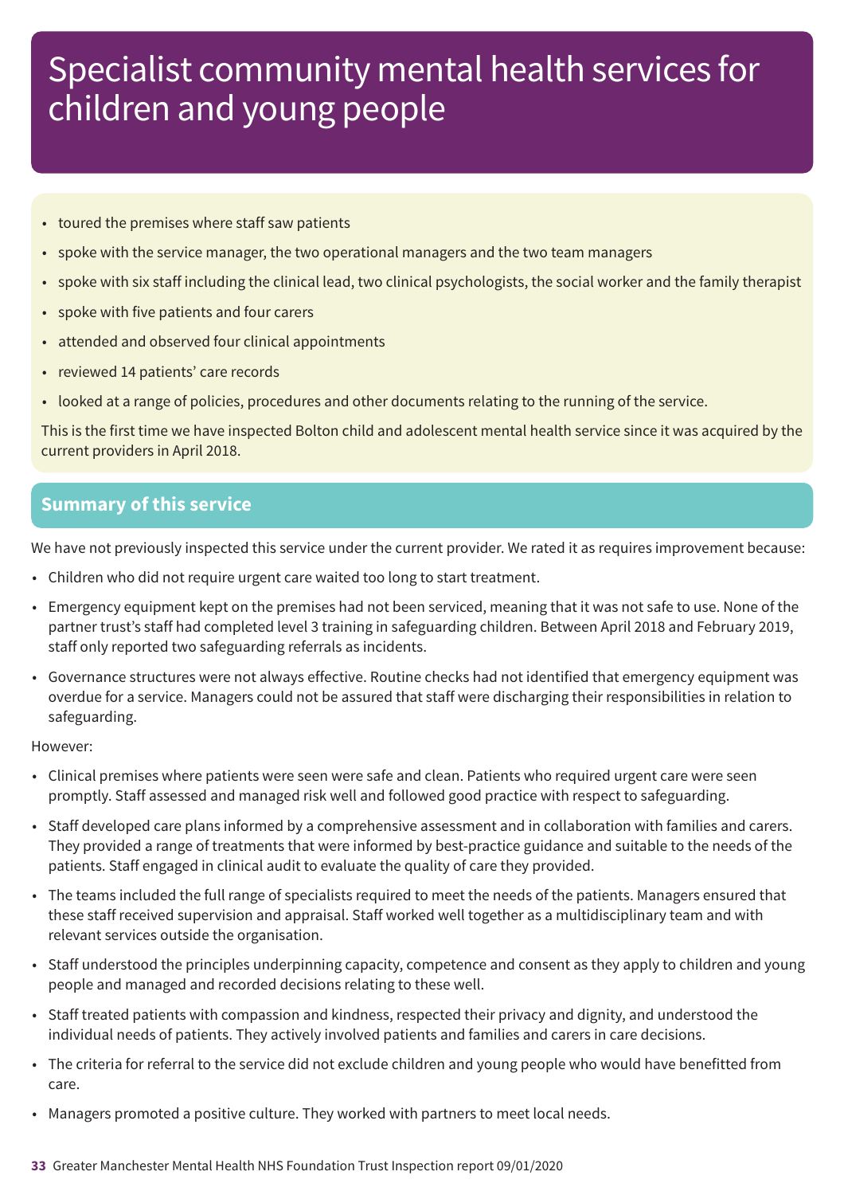# Specialist community mental health services for children and young people

- toured the premises where staff saw patients
- spoke with the service manager, the two operational managers and the two team managers
- spoke with six staff including the clinical lead, two clinical psychologists, the social worker and the family therapist
- spoke with five patients and four carers
- attended and observed four clinical appointments
- reviewed 14 patients' care records
- looked at a range of policies, procedures and other documents relating to the running of the service.

This is the first time we have inspected Bolton child and adolescent mental health service since it was acquired by the current providers in April 2018.

## Summary of this service

We have not previously inspected this service under the current provider. We rated it as requires improvement because:

- Children who did not require urgent care waited too long to start treatment.
- Emergency equipment kept on the premises had not been serviced, meaning that it was not safe to use. None of the partner trust's staff had completed level 3 training in safeguarding children. Between April 2018 and February 2019, staff only reported two safeguarding referrals as incidents.
- Governance structures were not always effective. Routine checks had not identified that emergency equipment was overdue for a service. Managers could not be assured that staff were discharging their responsibilities in relation to safeguarding.

However:

- Clinical premises where patients were seen were safe and clean. Patients who required urgent care were seen promptly. Staff assessed and managed risk well and followed good practice with respect to safeguarding.
- Staff developed care plans informed by a comprehensive assessment and in collaboration with families and carers. They provided a range of treatments that were informed by best-practice guidance and suitable to the needs of the patients. Staff engaged in clinical audit to evaluate the quality of care they provided.
- The teams included the full range of specialists required to meet the needs of the patients. Managers ensured that these staff received supervision and appraisal. Staff worked well together as a multidisciplinary team and with relevant services outside the organisation.
- Staff understood the principles underpinning capacity, competence and consent as they apply to children and young people and managed and recorded decisions relating to these well.
- Staff treated patients with compassion and kindness, respected their privacy and dignity, and understood the individual needs of patients. They actively involved patients and families and carers in care decisions.
- The criteria for referral to the service did not exclude children and young people who would have benefitted from care.
- Managers promoted a positive culture. They worked with partners to meet local needs.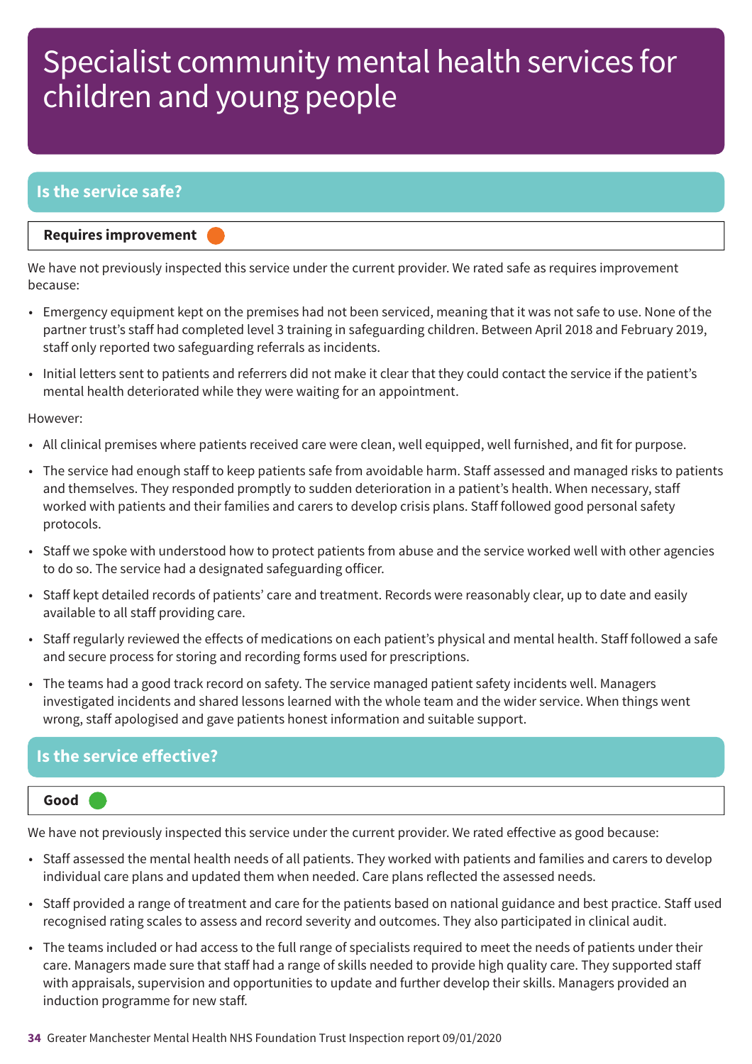# Specialist community mental health services for children and young people

## Is the service safe?

**Requires improvement**

We have not previously inspected this service under the current provider. We rated safe as requires improvement because:

- Emergency equipment kept on the premises had not been serviced, meaning that it was not safe to use. None of the partner trust's staff had completed level 3 training in safeguarding children. Between April 2018 and February 2019, staff only reported two safeguarding referrals as incidents.
- Initial letters sent to patients and referrers did not make it clear that they could contact the service if the patient's mental health deteriorated while they were waiting for an appointment.

However:

- All clinical premises where patients received care were clean, well equipped, well furnished, and fit for purpose.
- The service had enough staff to keep patients safe from avoidable harm. Staff assessed and managed risks to patients and themselves. They responded promptly to sudden deterioration in a patient's health. When necessary, staff worked with patients and their families and carers to develop crisis plans. Staff followed good personal safety protocols.
- Staff we spoke with understood how to protect patients from abuse and the service worked well with other agencies to do so. The service had a designated safeguarding officer.
- Staff kept detailed records of patients' care and treatment. Records were reasonably clear, up to date and easily available to all staff providing care.
- Staff regularly reviewed the effects of medications on each patient's physical and mental health. Staff followed a safe and secure process for storing and recording forms used for prescriptions.
- The teams had a good track record on safety. The service managed patient safety incidents well. Managers investigated incidents and shared lessons learned with the whole team and the wider service. When things went wrong, staff apologised and gave patients honest information and suitable support.

## Is the service effective?

**Good**

We have not previously inspected this service under the current provider. We rated effective as good because:

- Staff assessed the mental health needs of all patients. They worked with patients and families and carers to develop individual care plans and updated them when needed. Care plans reflected the assessed needs.
- Staff provided a range of treatment and care for the patients based on national guidance and best practice. Staff used recognised rating scales to assess and record severity and outcomes. They also participated in clinical audit.
- The teams included or had access to the full range of specialists required to meet the needs of patients under their care. Managers made sure that staff had a range of skills needed to provide high quality care. They supported staff with appraisals, supervision and opportunities to update and further develop their skills. Managers provided an induction programme for new staff.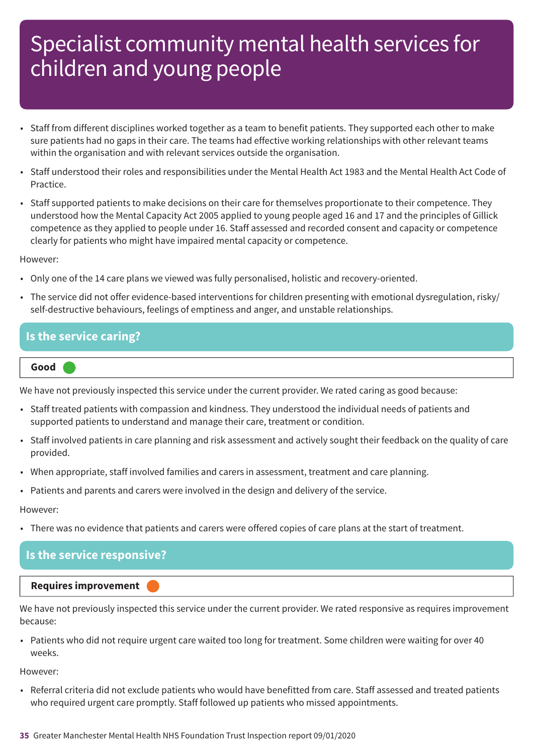# Specialist community mental health services for children and young people

- Staff from different disciplines worked together as a team to benefit patients. They supported each other to make sure patients had no gaps in their care. The teams had effective working relationships with other relevant teams within the organisation and with relevant services outside the organisation.
- Staff understood their roles and responsibilities under the Mental Health Act 1983 and the Mental Health Act Code of Practice.
- Staff supported patients to make decisions on their care for themselves proportionate to their competence. They understood how the Mental Capacity Act 2005 applied to young people aged 16 and 17 and the principles of Gillick competence as they applied to people under 16. Staff assessed and recorded consent and capacity or competence clearly for patients who might have impaired mental capacity or competence.

However:

- Only one of the 14 care plans we viewed was fully personalised, holistic and recovery-oriented.
- The service did not offer evidence-based interventions for children presenting with emotional dysregulation, risky/self-destructive behaviours, feelings of emptiness and anger, and unstable relationships.

## Is the service caring?

**Good**

We have not previously inspected this service under the current provider. We rated caring as good because:

- Staff treated patients with compassion and kindness. They understood the individual needs of patients and supported patients to understand and manage their care, treatment or condition.
- Staff involved patients in care planning and risk assessment and actively sought their feedback on the quality of care provided.
- When appropriate, staff involved families and carers in assessment, treatment and care planning.
- Patients and parents and carers were involved in the design and delivery of the service.

However:

- There was no evidence that patients and carers were offered copies of care plans at the start of treatment.

## Is the service responsive?

**Requires improvement**

We have not previously inspected this service under the current provider. We rated responsive as requires improvement because:

- Patients who did not require urgent care waited too long for treatment. Some children were waiting for over 40 weeks.

However:

- Referral criteria did not exclude patients who would have benefitted from care. Staff assessed and treated patients who required urgent care promptly. Staff followed up patients who missed appointments.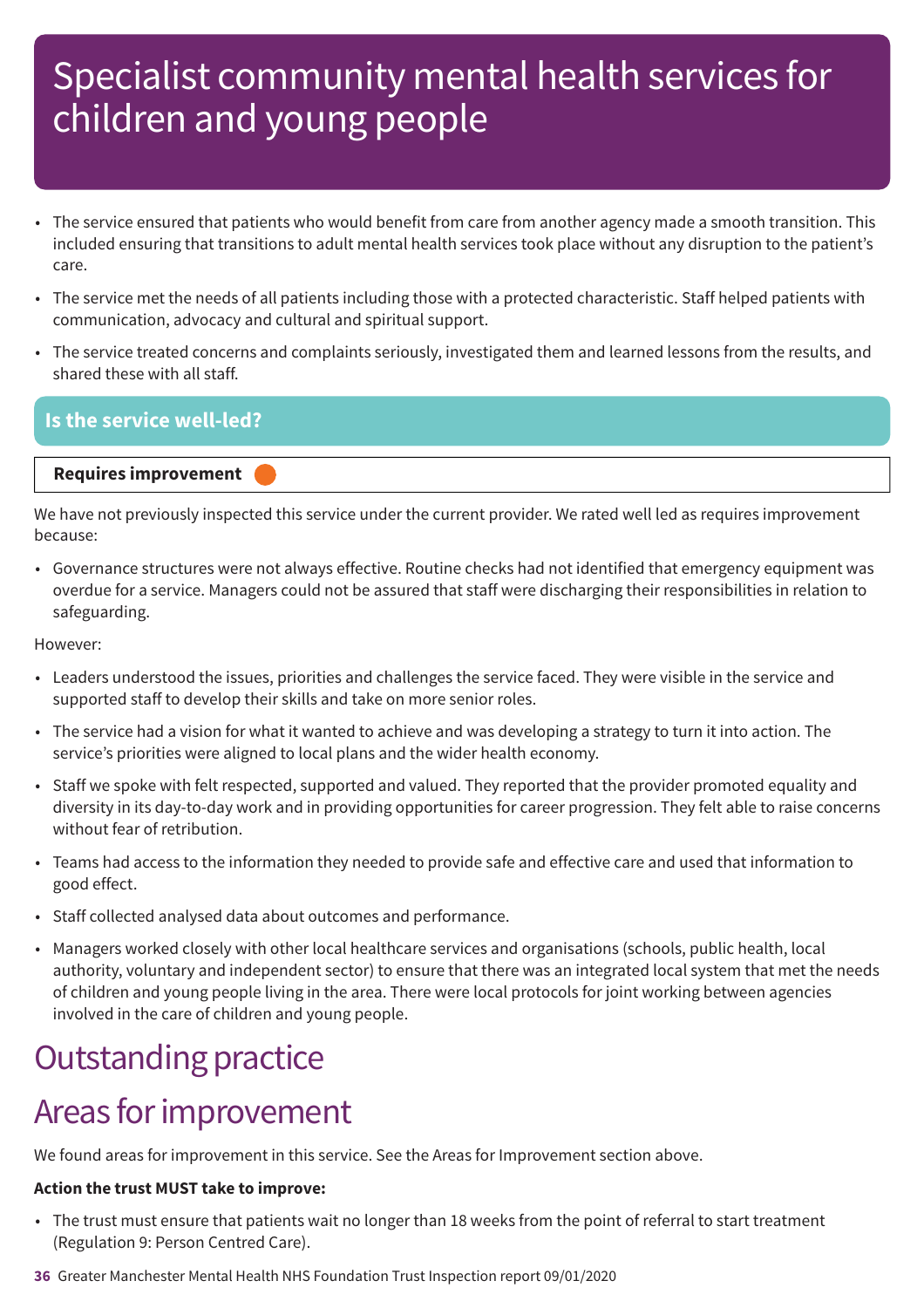# Specialist community mental health services for children and young people

- The service ensured that patients who would benefit from care from another agency made a smooth transition. This included ensuring that transitions to adult mental health services took place without any disruption to the patient's care.
- The service met the needs of all patients including those with a protected characteristic. Staff helped patients with communication, advocacy and cultural and spiritual support.
- The service treated concerns and complaints seriously, investigated them and learned lessons from the results, and shared these with all staff.

## Is the service well-led?

**Requires improvement**

We have not previously inspected this service under the current provider. We rated well led as requires improvement because:

- Governance structures were not always effective. Routine checks had not identified that emergency equipment was overdue for a service. Managers could not be assured that staff were discharging their responsibilities in relation to safeguarding.

However:

- Leaders understood the issues, priorities and challenges the service faced. They were visible in the service and supported staff to develop their skills and take on more senior roles.
- The service had a vision for what it wanted to achieve and was developing a strategy to turn it into action. The service's priorities were aligned to local plans and the wider health economy.
- Staff we spoke with felt respected, supported and valued. They reported that the provider promoted equality and diversity in its day-to-day work and in providing opportunities for career progression. They felt able to raise concerns without fear of retribution.
- Teams had access to the information they needed to provide safe and effective care and used that information to good effect.
- Staff collected analysed data about outcomes and performance.
- Managers worked closely with other local healthcare services and organisations (schools, public health, local authority, voluntary and independent sector) to ensure that there was an integrated local system that met the needs of children and young people living in the area. There were local protocols for joint working between agencies involved in the care of children and young people.

# Outstanding practice

# Areas for improvement

We found areas for improvement in this service. See the Areas for Improvement section above.

**Action the trust MUST take to improve:**

- The trust must ensure that patients wait no longer than 18 weeks from the point of referral to start treatment (Regulation 9: Person Centred Care).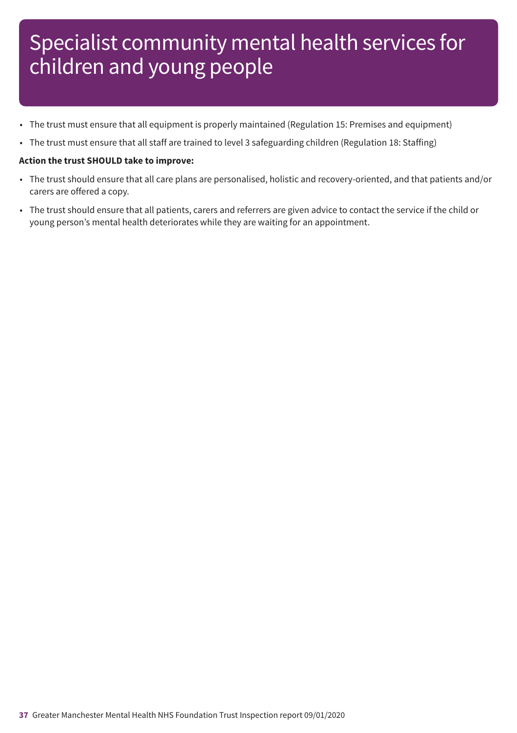# Specialist community mental health services for children and young people

- The trust must ensure that all equipment is properly maintained (Regulation 15: Premises and equipment)
- The trust must ensure that all staff are trained to level 3 safeguarding children (Regulation 18: Staffing)

**Action the trust SHOULD take to improve:**

- The trust should ensure that all care plans are personalised, holistic and recovery-oriented, and that patients and/or carers are offered a copy.
- The trust should ensure that all patients, carers and referrers are given advice to contact the service if the child or young person's mental health deteriorates while they are waiting for an appointment.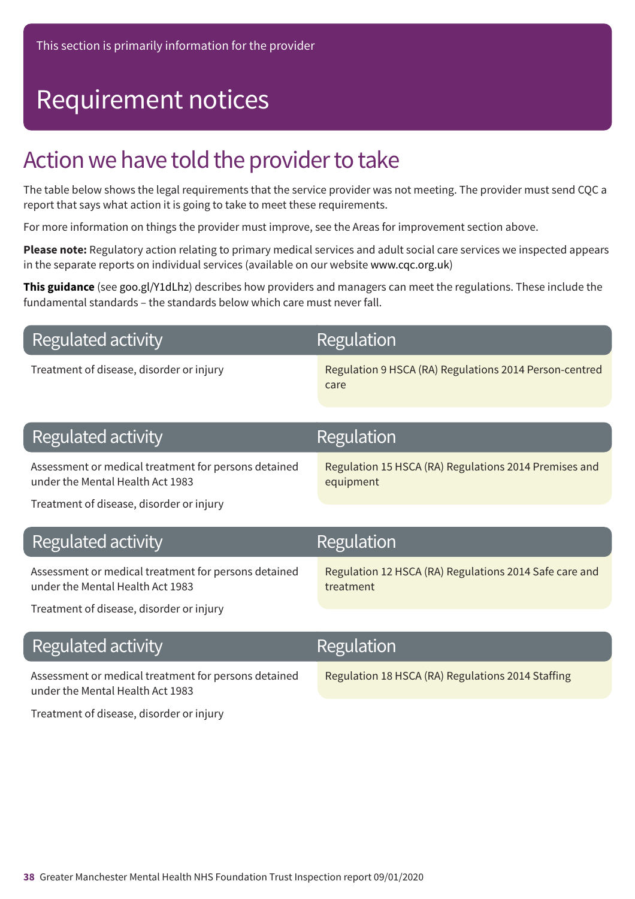This section is primarily information for the provider

# Requirement notices

## Action we have told the provider to take

The table below shows the legal requirements that the service provider was not meeting. The provider must send CQC a report that says what action it is going to take to meet these requirements.

For more information on things the provider must improve, see the Areas for improvement section above.

**Please note:** Regulatory action relating to primary medical services and adult social care services we inspected appears in the separate reports on individual services (available on our website www.cqc.org.uk)

**This guidance** (see goo.gl/Y1dLhz) describes how providers and managers can meet the regulations. These include the fundamental standards – the standards below which care must never fall.

| Regulated activity | Regulation |
| --- | --- |
| Treatment of disease, disorder or injury | Regulation 9 HSCA (RA) Regulations 2014 Person-centred care |

| Regulated activity | Regulation |
| --- | --- |
| Assessment or medical treatment for persons detained under the Mental Health Act 1983<br><br>Treatment of disease, disorder or injury | Regulation 15 HSCA (RA) Regulations 2014 Premises and equipment |

| Regulated activity | Regulation |
| --- | --- |
| Assessment or medical treatment for persons detained under the Mental Health Act 1983<br><br>Treatment of disease, disorder or injury | Regulation 12 HSCA (RA) Regulations 2014 Safe care and treatment |

| Regulated activity | Regulation |
| --- | --- |
| Assessment or medical treatment for persons detained under the Mental Health Act 1983<br><br>Treatment of disease, disorder or injury | Regulation 18 HSCA (RA) Regulations 2014 Staffing |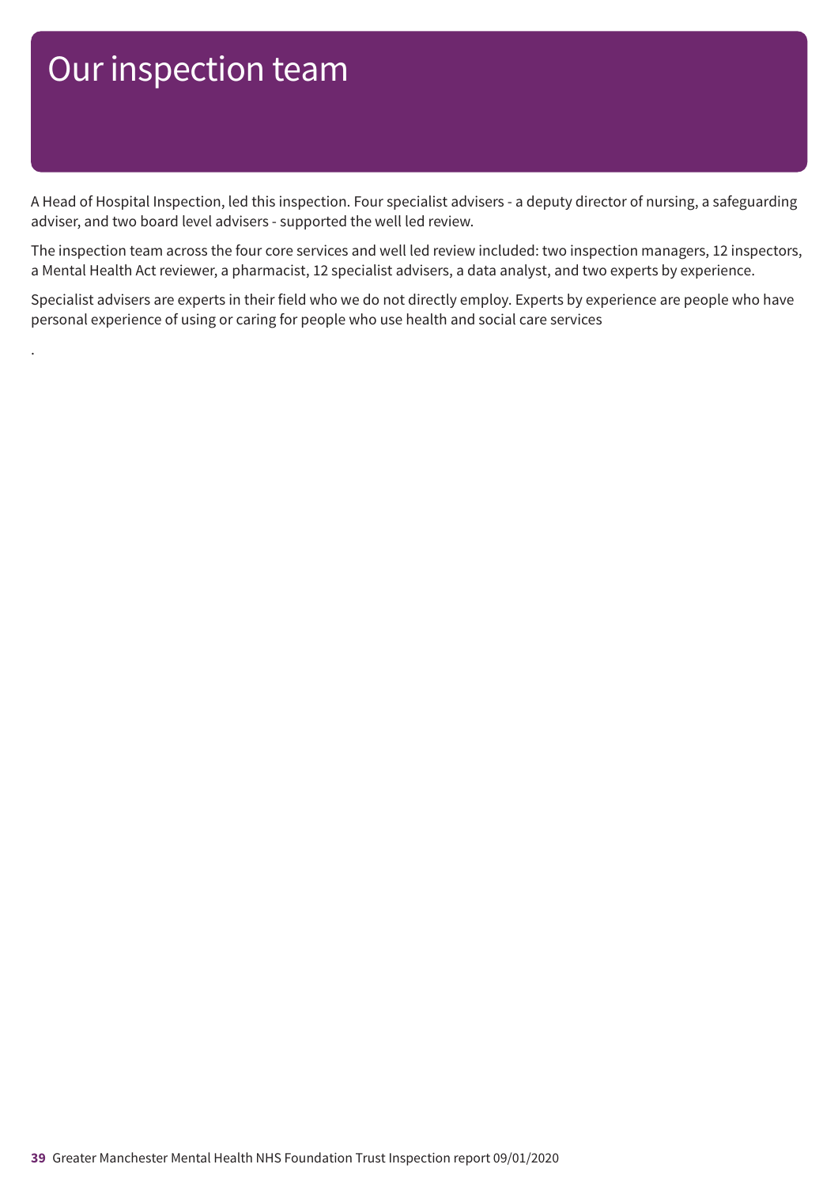# Our inspection team

A Head of Hospital Inspection, led this inspection. Four specialist advisers - a deputy director of nursing, a safeguarding adviser, and two board level advisers - supported the well led review.

The inspection team across the four core services and well led review included: two inspection managers, 12 inspectors, a Mental Health Act reviewer, a pharmacist, 12 specialist advisers, a data analyst, and two experts by experience.

Specialist advisers are experts in their field who we do not directly employ. Experts by experience are people who have personal experience of using or caring for people who use health and social care services

.